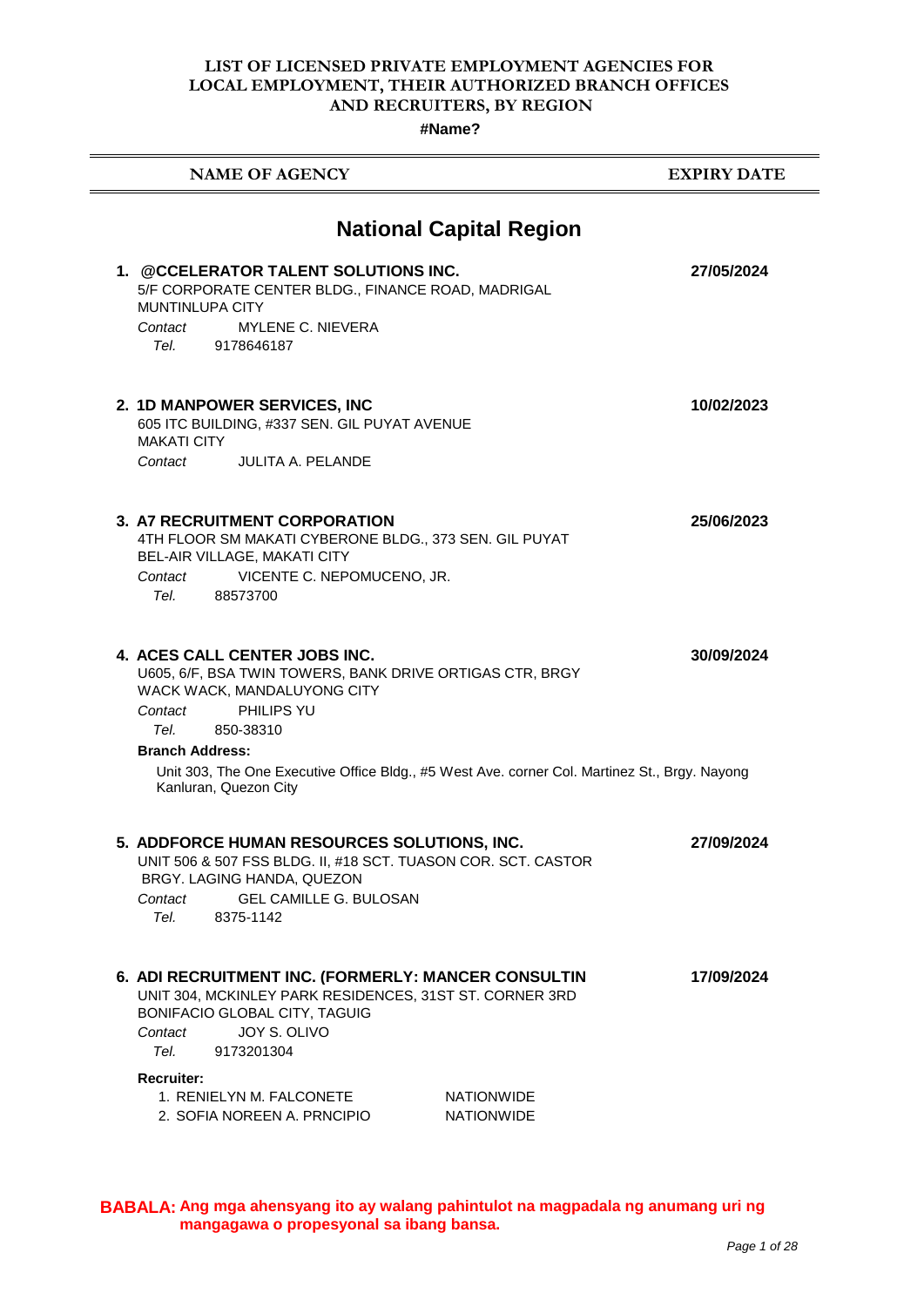# LIST OF LICENSED PRIVATE EMPLOYMENT AGENCIES FOR LOCAL EMPLOYMENT, THEIR AUTHORIZED BRANCH OFFICES AND RECRUITERS, BY REGION

**#Name?**

| NAME OF AGENCY | EXPIRY DATE |
|---|---|

## National Capital Region

**1. @CCELERATOR TALENT SOLUTIONS INC.** — **27/05/2024**
5/F CORPORATE CENTER BLDG., FINANCE ROAD, MADRIGAL
MUNTINLUPA CITY
*Contact* MYLENE C. NIEVERA
*Tel.* 9178646187

**2. 1D MANPOWER SERVICES, INC** — **10/02/2023**
605 ITC BUILDING, #337 SEN. GIL PUYAT AVENUE
MAKATI CITY
*Contact* JULITA A. PELANDE

**3. A7 RECRUITMENT CORPORATION** — **25/06/2023**
4TH FLOOR SM MAKATI CYBERONE BLDG., 373 SEN. GIL PUYAT
BEL-AIR VILLAGE, MAKATI CITY
*Contact* VICENTE C. NEPOMUCENO, JR.
*Tel.* 88573700

**4. ACES CALL CENTER JOBS INC.** — **30/09/2024**
U605, 6/F, BSA TWIN TOWERS, BANK DRIVE ORTIGAS CTR, BRGY
WACK WACK, MANDALUYONG CITY
*Contact* PHILIPS YU
*Tel.* 850-38310

**Branch Address:**
Unit 303, The One Executive Office Bldg., #5 West Ave. corner Col. Martinez St., Brgy. Nayong Kanluran, Quezon City

**5. ADDFORCE HUMAN RESOURCES SOLUTIONS, INC.** — **27/09/2024**
UNIT 506 & 507 FSS BLDG. II, #18 SCT. TUASON COR. SCT. CASTOR
BRGY. LAGING HANDA, QUEZON
*Contact* GEL CAMILLE G. BULOSAN
*Tel.* 8375-1142

**6. ADI RECRUITMENT INC. (FORMERLY: MANCER CONSULTIN** — **17/09/2024**
UNIT 304, MCKINLEY PARK RESIDENCES, 31ST ST. CORNER 3RD
BONIFACIO GLOBAL CITY, TAGUIG
*Contact* JOY S. OLIVO
*Tel.* 9173201304

**Recruiter:**
1. RENIELYN M. FALCONETE — NATIONWIDE
2. SOFIA NOREEN A. PRNCIPIO — NATIONWIDE

**BABALA: Ang mga ahensyang ito ay walang pahintulot na magpadala ng anumang uri ng mangagawa o propesyonal sa ibang bansa.**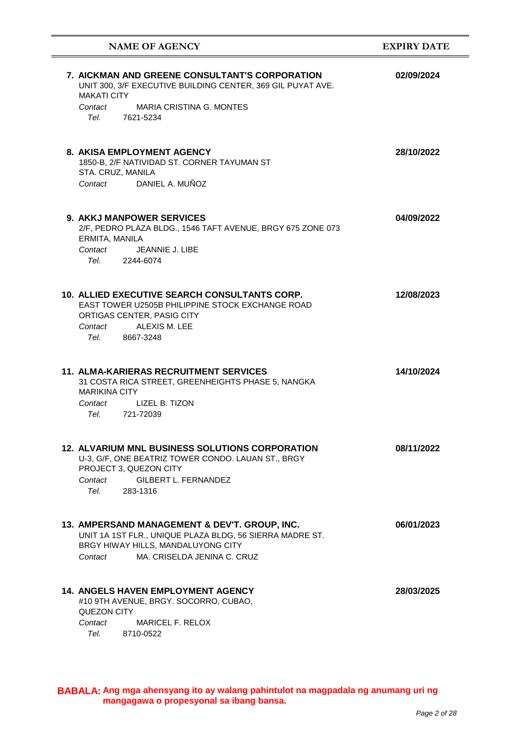| NAME OF AGENCY | EXPIRY DATE |
| --- | --- |
| **7. AICKMAN AND GREENE CONSULTANT'S CORPORATION**<br>UNIT 300, 3/F EXECUTIVE BUILDING CENTER, 369 GIL PUYAT AVE.<br>MAKATI CITY<br>*Contact* MARIA CRISTINA G. MONTES<br>*Tel.* 7621-5234 | **02/09/2024** |
| **8. AKISA EMPLOYMENT AGENCY**<br>1850-B, 2/F NATIVIDAD ST. CORNER TAYUMAN ST<br>STA. CRUZ, MANILA<br>*Contact* DANIEL A. MUÑOZ | **28/10/2022** |
| **9. AKKJ MANPOWER SERVICES**<br>2/F, PEDRO PLAZA BLDG., 1546 TAFT AVENUE, BRGY 675 ZONE 073<br>ERMITA, MANILA<br>*Contact* JEANNIE J. LIBE<br>*Tel.* 2244-6074 | **04/09/2022** |
| **10. ALLIED EXECUTIVE SEARCH CONSULTANTS CORP.**<br>EAST TOWER U2505B PHILIPPINE STOCK EXCHANGE ROAD<br>ORTIGAS CENTER, PASIG CITY<br>*Contact* ALEXIS M. LEE<br>*Tel.* 8667-3248 | **12/08/2023** |
| **11. ALMA-KARIERAS RECRUITMENT SERVICES**<br>31 COSTA RICA STREET, GREENHEIGHTS PHASE 5, NANGKA<br>MARIKINA CITY<br>*Contact* LIZEL B. TIZON<br>*Tel.* 721-72039 | **14/10/2024** |
| **12. ALVARIUM MNL BUSINESS SOLUTIONS CORPORATION**<br>U-3, G/F, ONE BEATRIZ TOWER CONDO. LAUAN ST., BRGY<br>PROJECT 3, QUEZON CITY<br>*Contact* GILBERT L. FERNANDEZ<br>*Tel.* 283-1316 | **08/11/2022** |
| **13. AMPERSAND MANAGEMENT & DEV'T. GROUP, INC.**<br>UNIT 1A 1ST FLR., UNIQUE PLAZA BLDG, 56 SIERRA MADRE ST.<br>BRGY HIWAY HILLS, MANDALUYONG CITY<br>*Contact* MA. CRISELDA JENINA C. CRUZ | **06/01/2023** |
| **14. ANGELS HAVEN EMPLOYMENT AGENCY**<br>#10 9TH AVENUE, BRGY. SOCORRO, CUBAO,<br>QUEZON CITY<br>*Contact* MARICEL F. RELOX<br>*Tel.* 8710-0522 | **28/03/2025** |

**BABALA: Ang mga ahensyang ito ay walang pahintulot na magpadala ng anumang uri ng mangagawa o propesyonal sa ibang bansa.**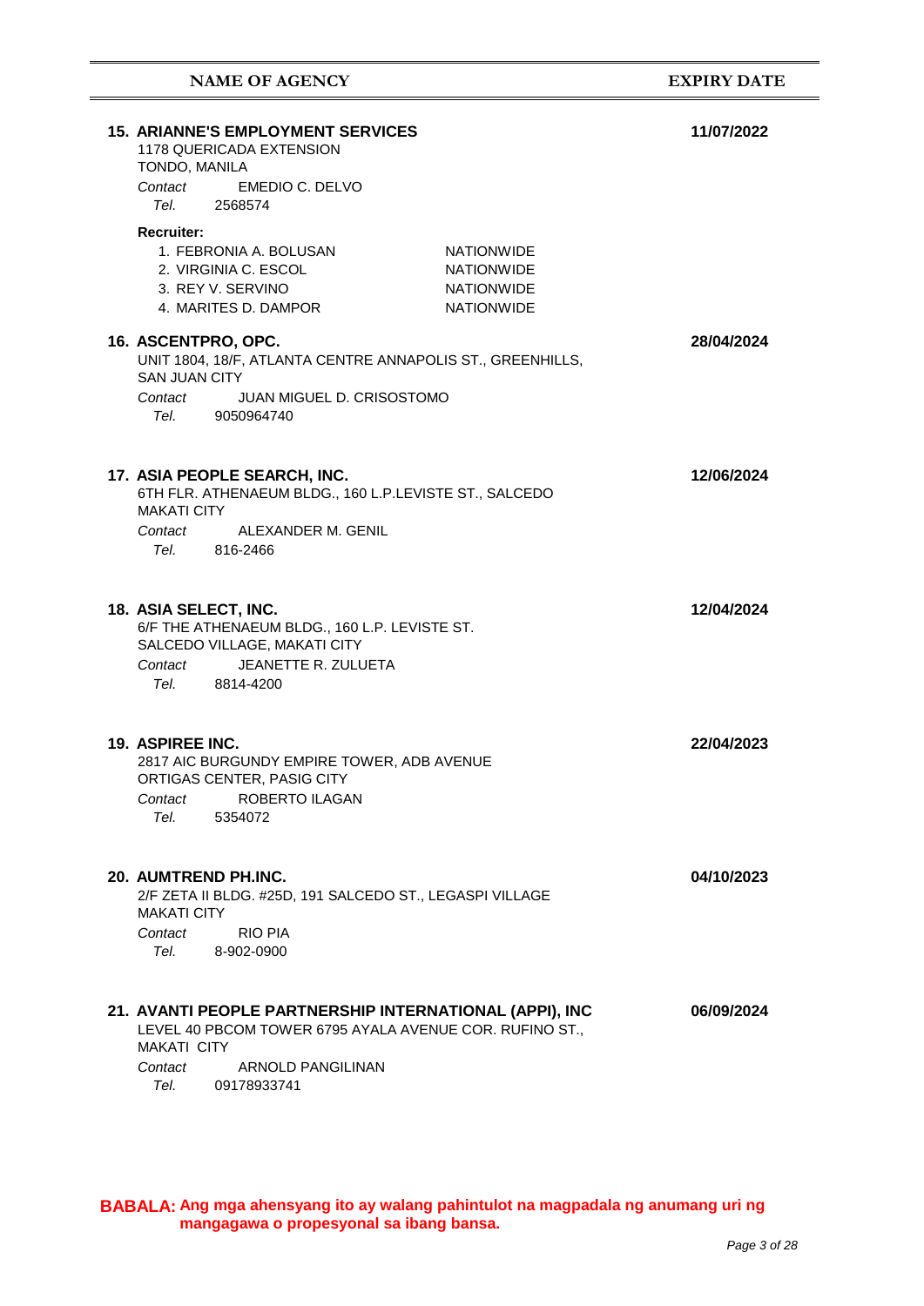| NAME OF AGENCY | EXPIRY DATE |
|---|---|
| **15. ARIANNE'S EMPLOYMENT SERVICES**<br>1178 QUERICADA EXTENSION<br>TONDO, MANILA<br>*Contact* EMEDIO C. DELVO<br>*Tel.* 2568574 | **11/07/2022** |
| **16. ASCENTPRO, OPC.**<br>UNIT 1804, 18/F, ATLANTA CENTRE ANNAPOLIS ST., GREENHILLS,<br>SAN JUAN CITY<br>*Contact* JUAN MIGUEL D. CRISOSTOMO<br>*Tel.* 9050964740 | **28/04/2024** |
| **17. ASIA PEOPLE SEARCH, INC.**<br>6TH FLR. ATHENAEUM BLDG., 160 L.P.LEVISTE ST., SALCEDO<br>MAKATI CITY<br>*Contact* ALEXANDER M. GENIL<br>*Tel.* 816-2466 | **12/06/2024** |
| **18. ASIA SELECT, INC.**<br>6/F THE ATHENAEUM BLDG., 160 L.P. LEVISTE ST.<br>SALCEDO VILLAGE, MAKATI CITY<br>*Contact* JEANETTE R. ZULUETA<br>*Tel.* 8814-4200 | **12/04/2024** |
| **19. ASPIREE INC.**<br>2817 AIC BURGUNDY EMPIRE TOWER, ADB AVENUE<br>ORTIGAS CENTER, PASIG CITY<br>*Contact* ROBERTO ILAGAN<br>*Tel.* 5354072 | **22/04/2023** |
| **20. AUMTREND PH.INC.**<br>2/F ZETA II BLDG. #25D, 191 SALCEDO ST., LEGASPI VILLAGE<br>MAKATI CITY<br>*Contact* RIO PIA<br>*Tel.* 8-902-0900 | **04/10/2023** |
| **21. AVANTI PEOPLE PARTNERSHIP INTERNATIONAL (APPI), INC**<br>LEVEL 40 PBCOM TOWER 6795 AYALA AVENUE COR. RUFINO ST.,<br>MAKATI CITY<br>*Contact* ARNOLD PANGILINAN<br>*Tel.* 09178933741 | **06/09/2024** |

**Recruiter** (for 15. ARIANNE'S EMPLOYMENT SERVICES):

| Recruiter | Area |
|---|---|
| 1. FEBRONIA A. BOLUSAN | NATIONWIDE |
| 2. VIRGINIA C. ESCOL | NATIONWIDE |
| 3. REY V. SERVINO | NATIONWIDE |
| 4. MARITES D. DAMPOR | NATIONWIDE |

**BABALA: Ang mga ahensyang ito ay walang pahintulot na magpadala ng anumang uri ng mangagawa o propesyonal sa ibang bansa.**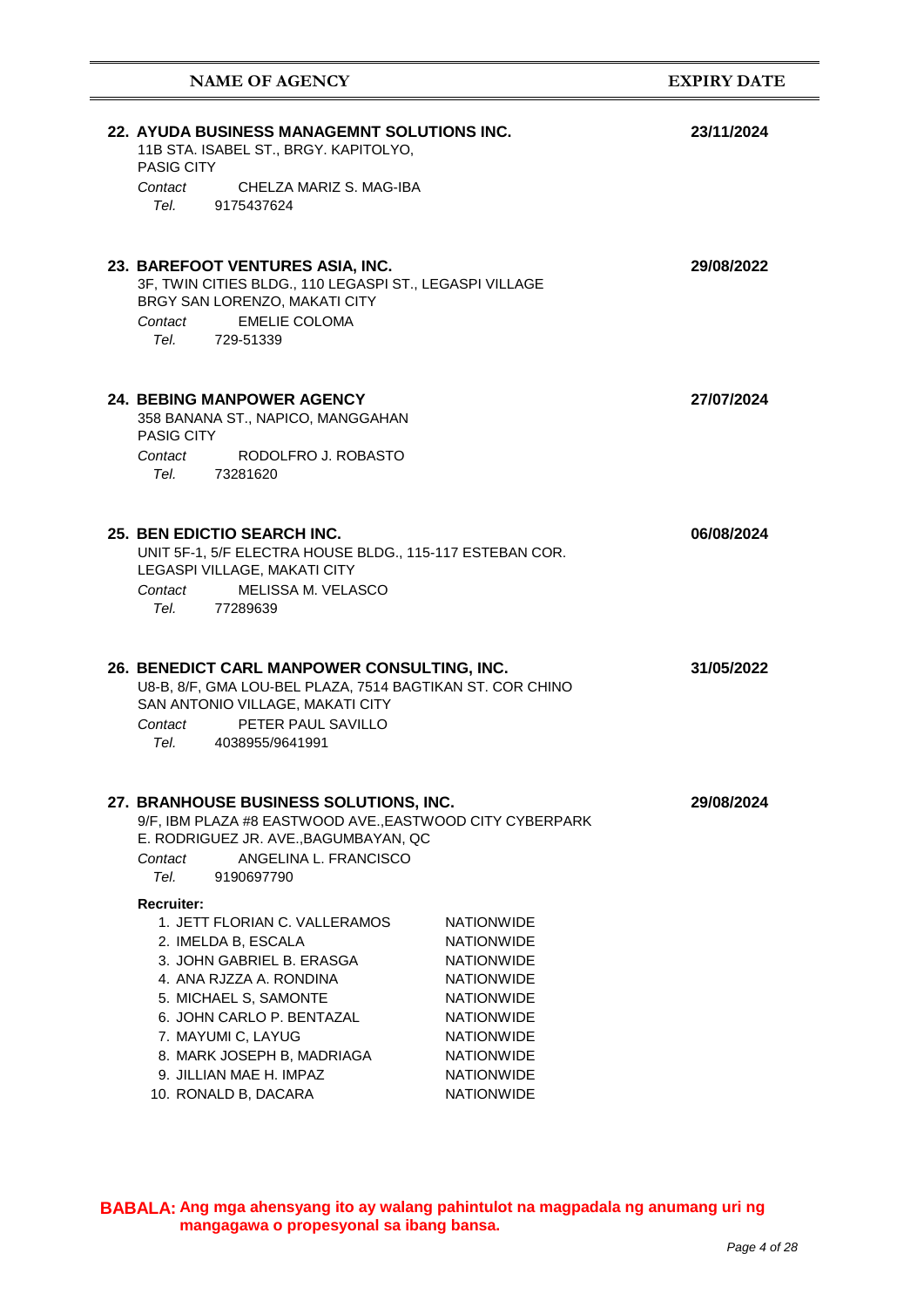| NAME OF AGENCY | EXPIRY DATE |
| --- | --- |
| **22. AYUDA BUSINESS MANAGEMNT SOLUTIONS INC.**<br>11B STA. ISABEL ST., BRGY. KAPITOLYO,<br>PASIG CITY<br>*Contact* CHELZA MARIZ S. MAG-IBA<br>*Tel.* 9175437624 | **23/11/2024** |
| **23. BAREFOOT VENTURES ASIA, INC.**<br>3F, TWIN CITIES BLDG., 110 LEGASPI ST., LEGASPI VILLAGE<br>BRGY SAN LORENZO, MAKATI CITY<br>*Contact* EMELIE COLOMA<br>*Tel.* 729-51339 | **29/08/2022** |
| **24. BEBING MANPOWER AGENCY**<br>358 BANANA ST., NAPICO, MANGGAHAN<br>PASIG CITY<br>*Contact* RODOLFRO J. ROBASTO<br>*Tel.* 73281620 | **27/07/2024** |
| **25. BEN EDICTIO SEARCH INC.**<br>UNIT 5F-1, 5/F ELECTRA HOUSE BLDG., 115-117 ESTEBAN COR.<br>LEGASPI VILLAGE, MAKATI CITY<br>*Contact* MELISSA M. VELASCO<br>*Tel.* 77289639 | **06/08/2024** |
| **26. BENEDICT CARL MANPOWER CONSULTING, INC.**<br>U8-B, 8/F, GMA LOU-BEL PLAZA, 7514 BAGTIKAN ST. COR CHINO<br>SAN ANTONIO VILLAGE, MAKATI CITY<br>*Contact* PETER PAUL SAVILLO<br>*Tel.* 4038955/9641991 | **31/05/2022** |
| **27. BRANHOUSE BUSINESS SOLUTIONS, INC.**<br>9/F, IBM PLAZA #8 EASTWOOD AVE.,EASTWOOD CITY CYBERPARK<br>E. RODRIGUEZ JR. AVE.,BAGUMBAYAN, QC<br>*Contact* ANGELINA L. FRANCISCO<br>*Tel.* 9190697790 | **29/08/2024** |

**Recruiter:**

| | |
| --- | --- |
| 1. JETT FLORIAN C. VALLERAMOS | NATIONWIDE |
| 2. IMELDA B, ESCALA | NATIONWIDE |
| 3. JOHN GABRIEL B. ERASGA | NATIONWIDE |
| 4. ANA RJZZA A. RONDINA | NATIONWIDE |
| 5. MICHAEL S, SAMONTE | NATIONWIDE |
| 6. JOHN CARLO P. BENTAZAL | NATIONWIDE |
| 7. MAYUMI C, LAYUG | NATIONWIDE |
| 8. MARK JOSEPH B, MADRIAGA | NATIONWIDE |
| 9. JILLIAN MAE H. IMPAZ | NATIONWIDE |
| 10. RONALD B, DACARA | NATIONWIDE |

**BABALA: Ang mga ahensyang ito ay walang pahintulot na magpadala ng anumang uri ng mangagawa o propesyonal sa ibang bansa.**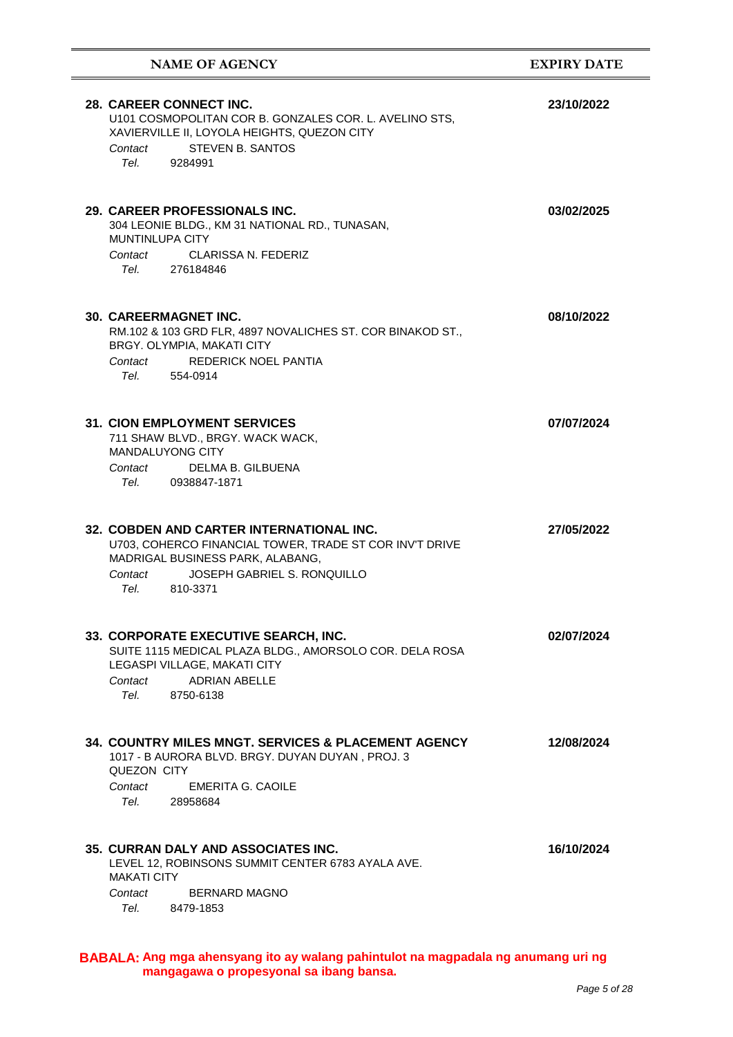| NAME OF AGENCY | EXPIRY DATE |
| --- | --- |
| **28. CAREER CONNECT INC.**<br>U101 COSMOPOLITAN COR B. GONZALES COR. L. AVELINO STS, XAVIERVILLE II, LOYOLA HEIGHTS, QUEZON CITY<br>*Contact* STEVEN B. SANTOS<br>*Tel.* 9284991 | **23/10/2022** |
| **29. CAREER PROFESSIONALS INC.**<br>304 LEONIE BLDG., KM 31 NATIONAL RD., TUNASAN, MUNTINLUPA CITY<br>*Contact* CLARISSA N. FEDERIZ<br>*Tel.* 276184846 | **03/02/2025** |
| **30. CAREERMAGNET INC.**<br>RM.102 & 103 GRD FLR, 4897 NOVALICHES ST. COR BINAKOD ST., BRGY. OLYMPIA, MAKATI CITY<br>*Contact* REDERICK NOEL PANTIA<br>*Tel.* 554-0914 | **08/10/2022** |
| **31. CION EMPLOYMENT SERVICES**<br>711 SHAW BLVD., BRGY. WACK WACK, MANDALUYONG CITY<br>*Contact* DELMA B. GILBUENA<br>*Tel.* 0938847-1871 | **07/07/2024** |
| **32. COBDEN AND CARTER INTERNATIONAL INC.**<br>U703, COHERCO FINANCIAL TOWER, TRADE ST COR INV'T DRIVE MADRIGAL BUSINESS PARK, ALABANG,<br>*Contact* JOSEPH GABRIEL S. RONQUILLO<br>*Tel.* 810-3371 | **27/05/2022** |
| **33. CORPORATE EXECUTIVE SEARCH, INC.**<br>SUITE 1115 MEDICAL PLAZA BLDG., AMORSOLO COR. DELA ROSA LEGASPI VILLAGE, MAKATI CITY<br>*Contact* ADRIAN ABELLE<br>*Tel.* 8750-6138 | **02/07/2024** |
| **34. COUNTRY MILES MNGT. SERVICES & PLACEMENT AGENCY**<br>1017 - B AURORA BLVD. BRGY. DUYAN DUYAN , PROJ. 3 QUEZON CITY<br>*Contact* EMERITA G. CAOILE<br>*Tel.* 28958684 | **12/08/2024** |
| **35. CURRAN DALY AND ASSOCIATES INC.**<br>LEVEL 12, ROBINSONS SUMMIT CENTER 6783 AYALA AVE. MAKATI CITY<br>*Contact* BERNARD MAGNO<br>*Tel.* 8479-1853 | **16/10/2024** |

**BABALA: Ang mga ahensyang ito ay walang pahintulot na magpadala ng anumang uri ng mangagawa o propesyonal sa ibang bansa.**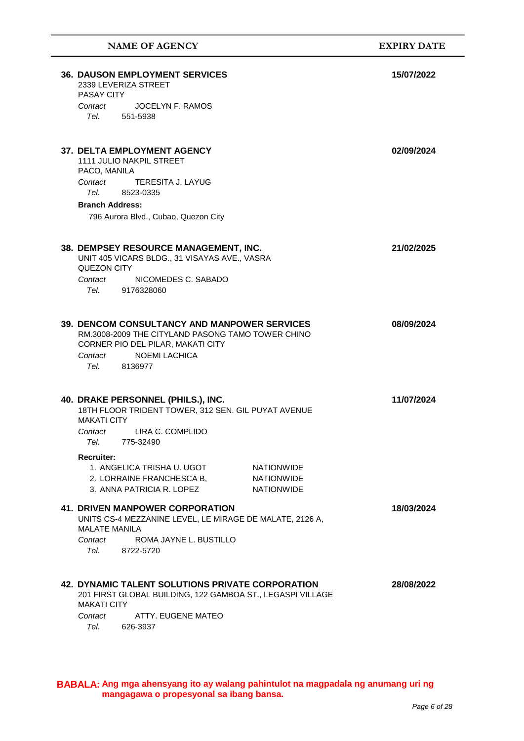| NAME OF AGENCY | EXPIRY DATE |
|---|---|
| **36. DAUSON EMPLOYMENT SERVICES**<br>2339 LEVERIZA STREET<br>PASAY CITY<br>*Contact* JOCELYN F. RAMOS<br>*Tel.* 551-5938 | **15/07/2022** |
| **37. DELTA EMPLOYMENT AGENCY**<br>1111 JULIO NAKPIL STREET<br>PACO, MANILA<br>*Contact* TERESITA J. LAYUG<br>*Tel.* 8523-0335<br>**Branch Address:**<br>796 Aurora Blvd., Cubao, Quezon City | **02/09/2024** |
| **38. DEMPSEY RESOURCE MANAGEMENT, INC.**<br>UNIT 405 VICARS BLDG., 31 VISAYAS AVE., VASRA<br>QUEZON CITY<br>*Contact* NICOMEDES C. SABADO<br>*Tel.* 9176328060 | **21/02/2025** |
| **39. DENCOM CONSULTANCY AND MANPOWER SERVICES**<br>RM.3008-2009 THE CITYLAND PASONG TAMO TOWER CHINO CORNER PIO DEL PILAR, MAKATI CITY<br>*Contact* NOEMI LACHICA<br>*Tel.* 8136977 | **08/09/2024** |
| **40. DRAKE PERSONNEL (PHILS.), INC.**<br>18TH FLOOR TRIDENT TOWER, 312 SEN. GIL PUYAT AVENUE<br>MAKATI CITY<br>*Contact* LIRA C. COMPLIDO<br>*Tel.* 775-32490<br>**Recruiter:**<br>1. ANGELICA TRISHA U. UGOT — NATIONWIDE<br>2. LORRAINE FRANCHESCA B, — NATIONWIDE<br>3. ANNA PATRICIA R. LOPEZ — NATIONWIDE | **11/07/2024** |
| **41. DRIVEN MANPOWER CORPORATION**<br>UNITS CS-4 MEZZANINE LEVEL, LE MIRAGE DE MALATE, 2126 A,<br>MALATE MANILA<br>*Contact* ROMA JAYNE L. BUSTILLO<br>*Tel.* 8722-5720 | **18/03/2024** |
| **42. DYNAMIC TALENT SOLUTIONS PRIVATE CORPORATION**<br>201 FIRST GLOBAL BUILDING, 122 GAMBOA ST., LEGASPI VILLAGE<br>MAKATI CITY<br>*Contact* ATTY. EUGENE MATEO<br>*Tel.* 626-3937 | **28/08/2022** |

**BABALA: Ang mga ahensyang ito ay walang pahintulot na magpadala ng anumang uri ng mangagawa o propesyonal sa ibang bansa.**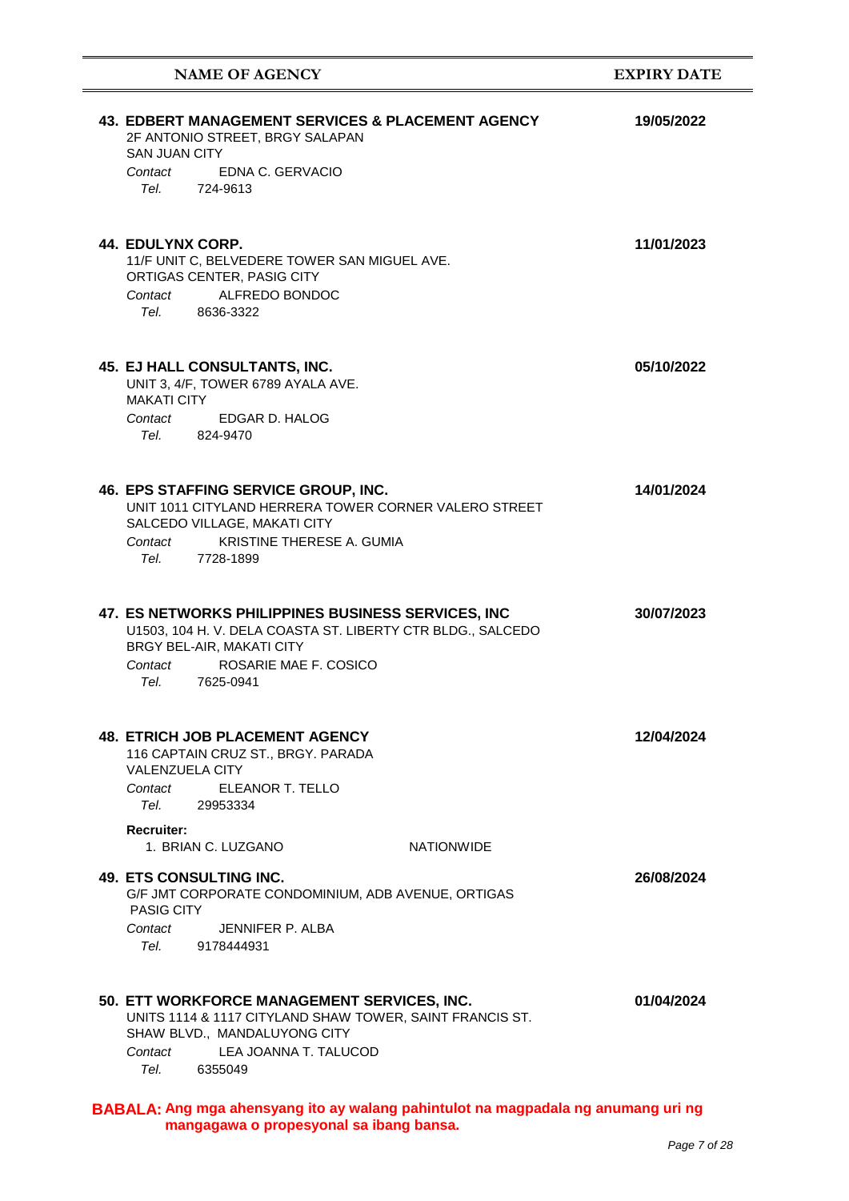| NAME OF AGENCY | EXPIRY DATE |
|---|---|
| **43. EDBERT MANAGEMENT SERVICES & PLACEMENT AGENCY**<br>2F ANTONIO STREET, BRGY SALAPAN<br>SAN JUAN CITY<br>*Contact* EDNA C. GERVACIO<br>*Tel.* 724-9613 | **19/05/2022** |
| **44. EDULYNX CORP.**<br>11/F UNIT C, BELVEDERE TOWER SAN MIGUEL AVE.<br>ORTIGAS CENTER, PASIG CITY<br>*Contact* ALFREDO BONDOC<br>*Tel.* 8636-3322 | **11/01/2023** |
| **45. EJ HALL CONSULTANTS, INC.**<br>UNIT 3, 4/F, TOWER 6789 AYALA AVE.<br>MAKATI CITY<br>*Contact* EDGAR D. HALOG<br>*Tel.* 824-9470 | **05/10/2022** |
| **46. EPS STAFFING SERVICE GROUP, INC.**<br>UNIT 1011 CITYLAND HERRERA TOWER CORNER VALERO STREET<br>SALCEDO VILLAGE, MAKATI CITY<br>*Contact* KRISTINE THERESE A. GUMIA<br>*Tel.* 7728-1899 | **14/01/2024** |
| **47. ES NETWORKS PHILIPPINES BUSINESS SERVICES, INC**<br>U1503, 104 H. V. DELA COASTA ST. LIBERTY CTR BLDG., SALCEDO<br>BRGY BEL-AIR, MAKATI CITY<br>*Contact* ROSARIE MAE F. COSICO<br>*Tel.* 7625-0941 | **30/07/2023** |
| **48. ETRICH JOB PLACEMENT AGENCY**<br>116 CAPTAIN CRUZ ST., BRGY. PARADA<br>VALENZUELA CITY<br>*Contact* ELEANOR T. TELLO<br>*Tel.* 29953334<br>**Recruiter:**<br>1. BRIAN C. LUZGANO — NATIONWIDE | **12/04/2024** |
| **49. ETS CONSULTING INC.**<br>G/F JMT CORPORATE CONDOMINIUM, ADB AVENUE, ORTIGAS<br>PASIG CITY<br>*Contact* JENNIFER P. ALBA<br>*Tel.* 9178444931 | **26/08/2024** |
| **50. ETT WORKFORCE MANAGEMENT SERVICES, INC.**<br>UNITS 1114 & 1117 CITYLAND SHAW TOWER, SAINT FRANCIS ST.<br>SHAW BLVD., MANDALUYONG CITY<br>*Contact* LEA JOANNA T. TALUCOD<br>*Tel.* 6355049 | **01/04/2024** |

**BABALA: Ang mga ahensyang ito ay walang pahintulot na magpadala ng anumang uri ng mangagawa o propesyonal sa ibang bansa.**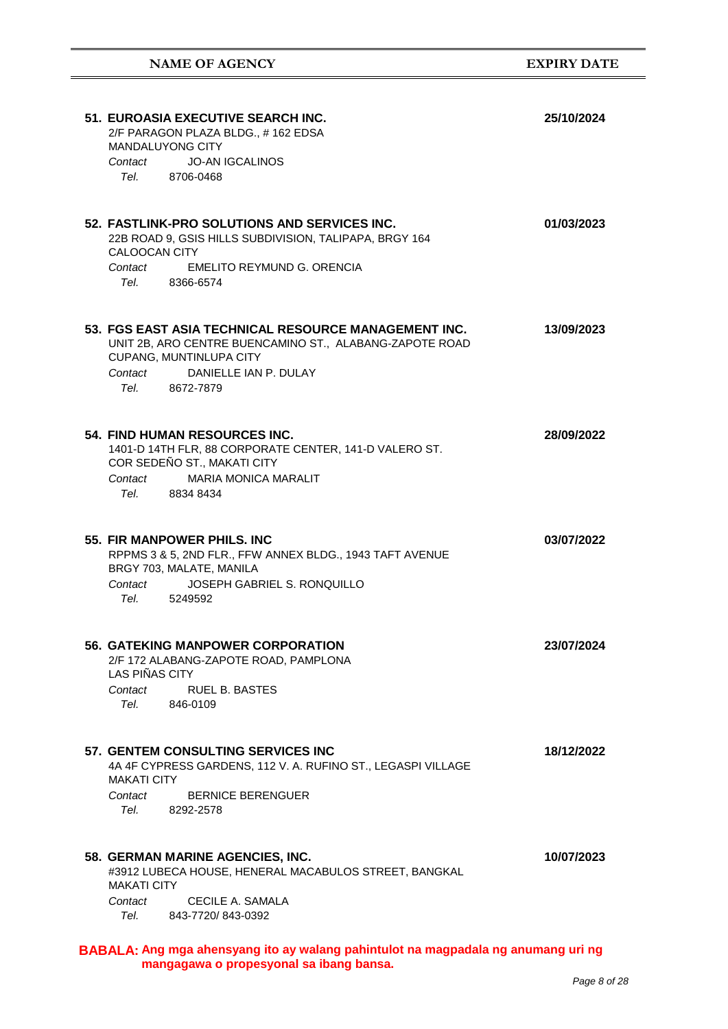| NAME OF AGENCY | EXPIRY DATE |
|---|---|
| **51. EUROASIA EXECUTIVE SEARCH INC.**<br>2/F PARAGON PLAZA BLDG., # 162 EDSA<br>MANDALUYONG CITY<br>*Contact* JO-AN IGCALINOS<br>*Tel.* 8706-0468 | **25/10/2024** |
| **52. FASTLINK-PRO SOLUTIONS AND SERVICES INC.**<br>22B ROAD 9, GSIS HILLS SUBDIVISION, TALIPAPA, BRGY 164<br>CALOOCAN CITY<br>*Contact* EMELITO REYMUND G. ORENCIA<br>*Tel.* 8366-6574 | **01/03/2023** |
| **53. FGS EAST ASIA TECHNICAL RESOURCE MANAGEMENT INC.**<br>UNIT 2B, ARO CENTRE BUENCAMINO ST., ALABANG-ZAPOTE ROAD<br>CUPANG, MUNTINLUPA CITY<br>*Contact* DANIELLE IAN P. DULAY<br>*Tel.* 8672-7879 | **13/09/2023** |
| **54. FIND HUMAN RESOURCES INC.**<br>1401-D 14TH FLR, 88 CORPORATE CENTER, 141-D VALERO ST.<br>COR SEDEÑO ST., MAKATI CITY<br>*Contact* MARIA MONICA MARALIT<br>*Tel.* 8834 8434 | **28/09/2022** |
| **55. FIR MANPOWER PHILS. INC**<br>RPPMS 3 & 5, 2ND FLR., FFW ANNEX BLDG., 1943 TAFT AVENUE<br>BRGY 703, MALATE, MANILA<br>*Contact* JOSEPH GABRIEL S. RONQUILLO<br>*Tel.* 5249592 | **03/07/2022** |
| **56. GATEKING MANPOWER CORPORATION**<br>2/F 172 ALABANG-ZAPOTE ROAD, PAMPLONA<br>LAS PIÑAS CITY<br>*Contact* RUEL B. BASTES<br>*Tel.* 846-0109 | **23/07/2024** |
| **57. GENTEM CONSULTING SERVICES INC**<br>4A 4F CYPRESS GARDENS, 112 V. A. RUFINO ST., LEGASPI VILLAGE<br>MAKATI CITY<br>*Contact* BERNICE BERENGUER<br>*Tel.* 8292-2578 | **18/12/2022** |
| **58. GERMAN MARINE AGENCIES, INC.**<br>#3912 LUBECA HOUSE, HENERAL MACABULOS STREET, BANGKAL<br>MAKATI CITY<br>*Contact* CECILE A. SAMALA<br>*Tel.* 843-7720/ 843-0392 | **10/07/2023** |

**BABALA: Ang mga ahensyang ito ay walang pahintulot na magpadala ng anumang uri ng mangagawa o propesyonal sa ibang bansa.**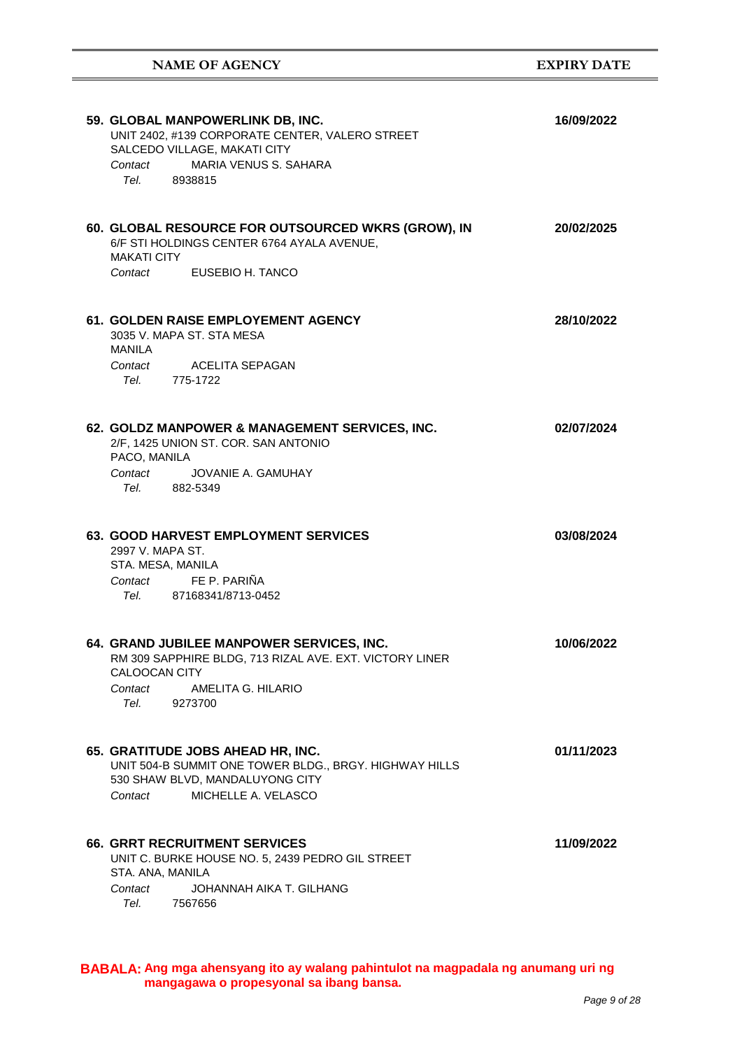| NAME OF AGENCY | EXPIRY DATE |
|---|---|
| **59. GLOBAL MANPOWERLINK DB, INC.**<br>UNIT 2402, #139 CORPORATE CENTER, VALERO STREET<br>SALCEDO VILLAGE, MAKATI CITY<br>*Contact* MARIA VENUS S. SAHARA<br>*Tel.* 8938815 | **16/09/2022** |
| **60. GLOBAL RESOURCE FOR OUTSOURCED WKRS (GROW), IN**<br>6/F STI HOLDINGS CENTER 6764 AYALA AVENUE,<br>MAKATI CITY<br>*Contact* EUSEBIO H. TANCO | **20/02/2025** |
| **61. GOLDEN RAISE EMPLOYEMENT AGENCY**<br>3035 V. MAPA ST. STA MESA<br>MANILA<br>*Contact* ACELITA SEPAGAN<br>*Tel.* 775-1722 | **28/10/2022** |
| **62. GOLDZ MANPOWER & MANAGEMENT SERVICES, INC.**<br>2/F, 1425 UNION ST. COR. SAN ANTONIO<br>PACO, MANILA<br>*Contact* JOVANIE A. GAMUHAY<br>*Tel.* 882-5349 | **02/07/2024** |
| **63. GOOD HARVEST EMPLOYMENT SERVICES**<br>2997 V. MAPA ST.<br>STA. MESA, MANILA<br>*Contact* FE P. PARIÑA<br>*Tel.* 87168341/8713-0452 | **03/08/2024** |
| **64. GRAND JUBILEE MANPOWER SERVICES, INC.**<br>RM 309 SAPPHIRE BLDG, 713 RIZAL AVE. EXT. VICTORY LINER<br>CALOOCAN CITY<br>*Contact* AMELITA G. HILARIO<br>*Tel.* 9273700 | **10/06/2022** |
| **65. GRATITUDE JOBS AHEAD HR, INC.**<br>UNIT 504-B SUMMIT ONE TOWER BLDG., BRGY. HIGHWAY HILLS<br>530 SHAW BLVD, MANDALUYONG CITY<br>*Contact* MICHELLE A. VELASCO | **01/11/2023** |
| **66. GRRT RECRUITMENT SERVICES**<br>UNIT C. BURKE HOUSE NO. 5, 2439 PEDRO GIL STREET<br>STA. ANA, MANILA<br>*Contact* JOHANNAH AIKA T. GILHANG<br>*Tel.* 7567656 | **11/09/2022** |

**BABALA: Ang mga ahensyang ito ay walang pahintulot na magpadala ng anumang uri ng mangagawa o propesyonal sa ibang bansa.**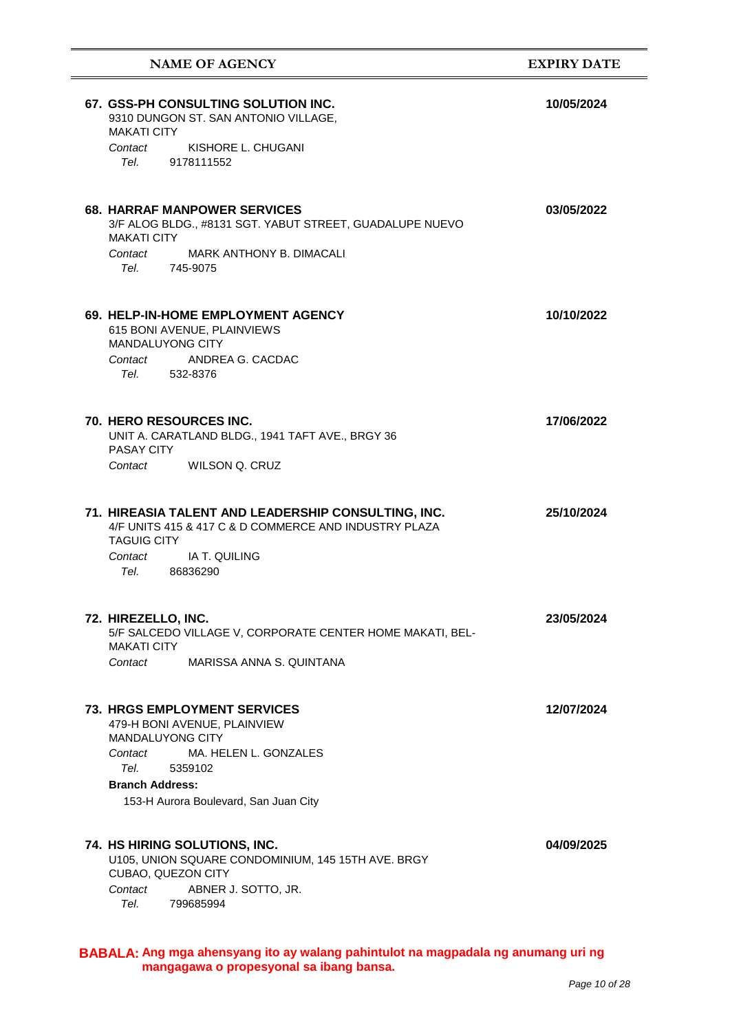| NAME OF AGENCY | EXPIRY DATE |
|---|---|
| **67. GSS-PH CONSULTING SOLUTION INC.**<br>9310 DUNGON ST. SAN ANTONIO VILLAGE,<br>MAKATI CITY<br>*Contact* KISHORE L. CHUGANI<br>*Tel.* 9178111552 | **10/05/2024** |
| **68. HARRAF MANPOWER SERVICES**<br>3/F ALOG BLDG., #8131 SGT. YABUT STREET, GUADALUPE NUEVO<br>MAKATI CITY<br>*Contact* MARK ANTHONY B. DIMACALI<br>*Tel.* 745-9075 | **03/05/2022** |
| **69. HELP-IN-HOME EMPLOYMENT AGENCY**<br>615 BONI AVENUE, PLAINVIEWS<br>MANDALUYONG CITY<br>*Contact* ANDREA G. CACDAC<br>*Tel.* 532-8376 | **10/10/2022** |
| **70. HERO RESOURCES INC.**<br>UNIT A. CARATLAND BLDG., 1941 TAFT AVE., BRGY 36<br>PASAY CITY<br>*Contact* WILSON Q. CRUZ | **17/06/2022** |
| **71. HIREASIA TALENT AND LEADERSHIP CONSULTING, INC.**<br>4/F UNITS 415 & 417 C & D COMMERCE AND INDUSTRY PLAZA<br>TAGUIG CITY<br>*Contact* IA T. QUILING<br>*Tel.* 86836290 | **25/10/2024** |
| **72. HIREZELLO, INC.**<br>5/F SALCEDO VILLAGE V, CORPORATE CENTER HOME MAKATI, BEL-<br>MAKATI CITY<br>*Contact* MARISSA ANNA S. QUINTANA | **23/05/2024** |
| **73. HRGS EMPLOYMENT SERVICES**<br>479-H BONI AVENUE, PLAINVIEW<br>MANDALUYONG CITY<br>*Contact* MA. HELEN L. GONZALES<br>*Tel.* 5359102<br>**Branch Address:**<br>153-H Aurora Boulevard, San Juan City | **12/07/2024** |
| **74. HS HIRING SOLUTIONS, INC.**<br>U105, UNION SQUARE CONDOMINIUM, 145 15TH AVE. BRGY<br>CUBAO, QUEZON CITY<br>*Contact* ABNER J. SOTTO, JR.<br>*Tel.* 799685994 | **04/09/2025** |

**BABALA: Ang mga ahensyang ito ay walang pahintulot na magpadala ng anumang uri ng mangagawa o propesyonal sa ibang bansa.**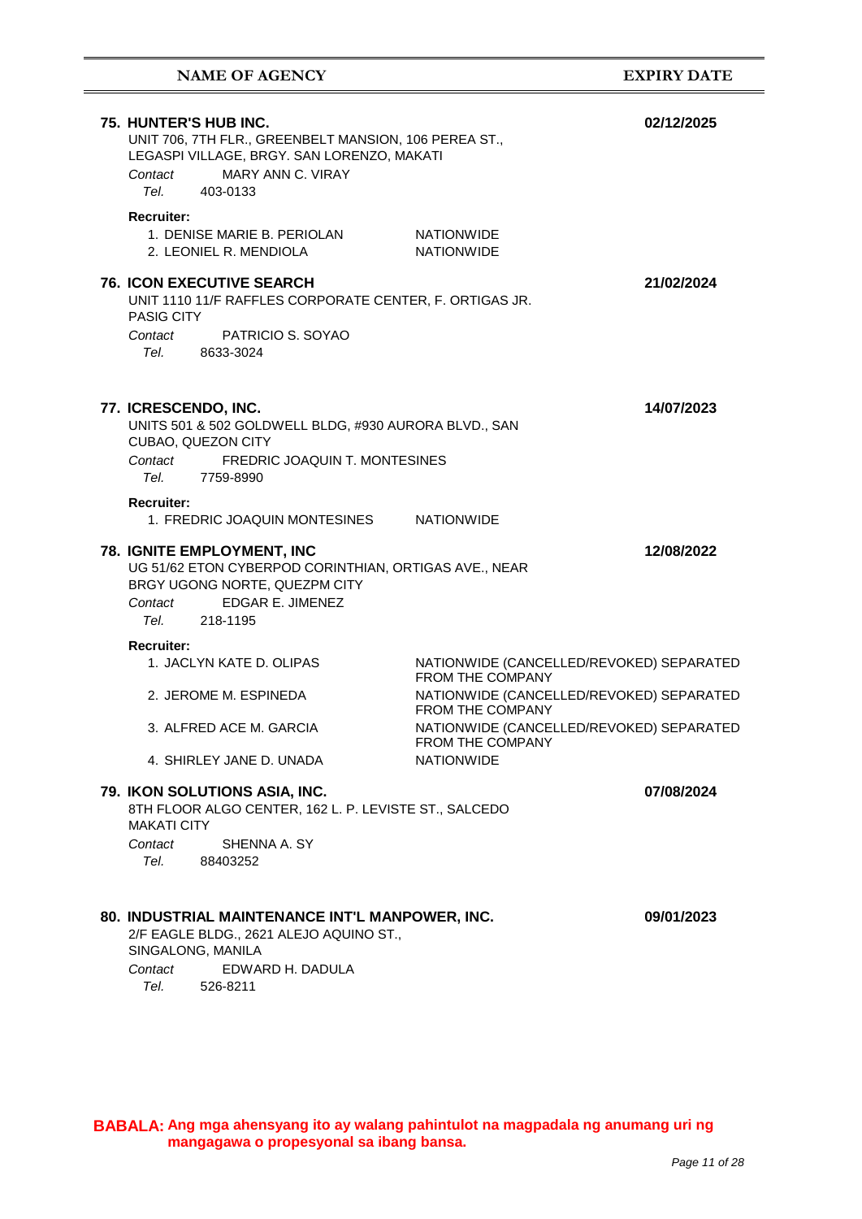| NAME OF AGENCY | | EXPIRY DATE |
|---|---|---|

**75. HUNTER'S HUB INC.** — **02/12/2025**

UNIT 706, 7TH FLR., GREENBELT MANSION, 106 PEREA ST., LEGASPI VILLAGE, BRGY. SAN LORENZO, MAKATI

*Contact* MARY ANN C. VIRAY
*Tel.* 403-0133

**Recruiter:**

| | |
|---|---|
| 1. DENISE MARIE B. PERIOLAN | NATIONWIDE |
| 2. LEONIEL R. MENDIOLA | NATIONWIDE |

**76. ICON EXECUTIVE SEARCH** — **21/02/2024**

UNIT 1110 11/F RAFFLES CORPORATE CENTER, F. ORTIGAS JR. PASIG CITY

*Contact* PATRICIO S. SOYAO
*Tel.* 8633-3024

**77. ICRESCENDO, INC.** — **14/07/2023**

UNITS 501 & 502 GOLDWELL BLDG, #930 AURORA BLVD., SAN CUBAO, QUEZON CITY

*Contact* FREDRIC JOAQUIN T. MONTESINES
*Tel.* 7759-8990

**Recruiter:**

| | |
|---|---|
| 1. FREDRIC JOAQUIN MONTESINES | NATIONWIDE |

**78. IGNITE EMPLOYMENT, INC** — **12/08/2022**

UG 51/62 ETON CYBERPOD CORINTHIAN, ORTIGAS AVE., NEAR BRGY UGONG NORTE, QUEZPM CITY

*Contact* EDGAR E. JIMENEZ
*Tel.* 218-1195

**Recruiter:**

| | |
|---|---|
| 1. JACLYN KATE D. OLIPAS | NATIONWIDE (CANCELLED/REVOKED) SEPARATED FROM THE COMPANY |
| 2. JEROME M. ESPINEDA | NATIONWIDE (CANCELLED/REVOKED) SEPARATED FROM THE COMPANY |
| 3. ALFRED ACE M. GARCIA | NATIONWIDE (CANCELLED/REVOKED) SEPARATED FROM THE COMPANY |
| 4. SHIRLEY JANE D. UNADA | NATIONWIDE |

**79. IKON SOLUTIONS ASIA, INC.** — **07/08/2024**

8TH FLOOR ALGO CENTER, 162 L. P. LEVISTE ST., SALCEDO MAKATI CITY

*Contact* SHENNA A. SY
*Tel.* 88403252

**80. INDUSTRIAL MAINTENANCE INT'L MANPOWER, INC.** — **09/01/2023**

2/F EAGLE BLDG., 2621 ALEJO AQUINO ST., SINGALONG, MANILA

*Contact* EDWARD H. DADULA
*Tel.* 526-8211

**BABALA: Ang mga ahensyang ito ay walang pahintulot na magpadala ng anumang uri ng mangagawa o propesyonal sa ibang bansa.**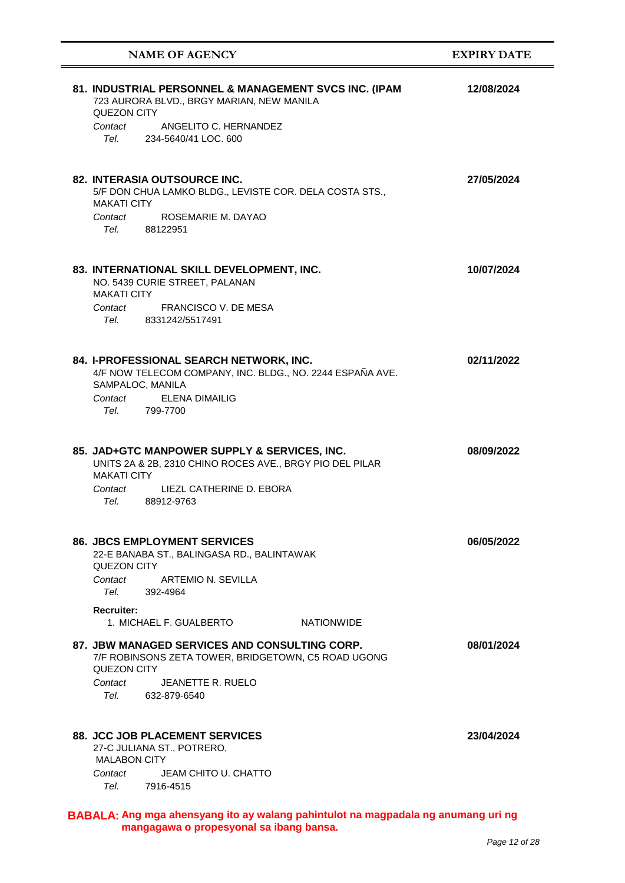| NAME OF AGENCY | EXPIRY DATE |
|---|---|
| **81. INDUSTRIAL PERSONNEL & MANAGEMENT SVCS INC. (IPAM**<br>723 AURORA BLVD., BRGY MARIAN, NEW MANILA<br>QUEZON CITY<br>*Contact* ANGELITO C. HERNANDEZ<br>*Tel.* 234-5640/41 LOC. 600 | **12/08/2024** |
| **82. INTERASIA OUTSOURCE INC.**<br>5/F DON CHUA LAMKO BLDG., LEVISTE COR. DELA COSTA STS.,<br>MAKATI CITY<br>*Contact* ROSEMARIE M. DAYAO<br>*Tel.* 88122951 | **27/05/2024** |
| **83. INTERNATIONAL SKILL DEVELOPMENT, INC.**<br>NO. 5439 CURIE STREET, PALANAN<br>MAKATI CITY<br>*Contact* FRANCISCO V. DE MESA<br>*Tel.* 8331242/5517491 | **10/07/2024** |
| **84. I-PROFESSIONAL SEARCH NETWORK, INC.**<br>4/F NOW TELECOM COMPANY, INC. BLDG., NO. 2244 ESPAÑA AVE.<br>SAMPALOC, MANILA<br>*Contact* ELENA DIMAILIG<br>*Tel.* 799-7700 | **02/11/2022** |
| **85. JAD+GTC MANPOWER SUPPLY & SERVICES, INC.**<br>UNITS 2A & 2B, 2310 CHINO ROCES AVE., BRGY PIO DEL PILAR<br>MAKATI CITY<br>*Contact* LIEZL CATHERINE D. EBORA<br>*Tel.* 88912-9763 | **08/09/2022** |
| **86. JBCS EMPLOYMENT SERVICES**<br>22-E BANABA ST., BALINGASA RD., BALINTAWAK<br>QUEZON CITY<br>*Contact* ARTEMIO N. SEVILLA<br>*Tel.* 392-4964<br>**Recruiter:**<br>1. MICHAEL F. GUALBERTO NATIONWIDE | **06/05/2022** |
| **87. JBW MANAGED SERVICES AND CONSULTING CORP.**<br>7/F ROBINSONS ZETA TOWER, BRIDGETOWN, C5 ROAD UGONG<br>QUEZON CITY<br>*Contact* JEANETTE R. RUELO<br>*Tel.* 632-879-6540 | **08/01/2024** |
| **88. JCC JOB PLACEMENT SERVICES**<br>27-C JULIANA ST., POTRERO,<br>MALABON CITY<br>*Contact* JEAM CHITO U. CHATTO<br>*Tel.* 7916-4515 | **23/04/2024** |

**BABALA: Ang mga ahensyang ito ay walang pahintulot na magpadala ng anumang uri ng mangagawa o propesyonal sa ibang bansa.**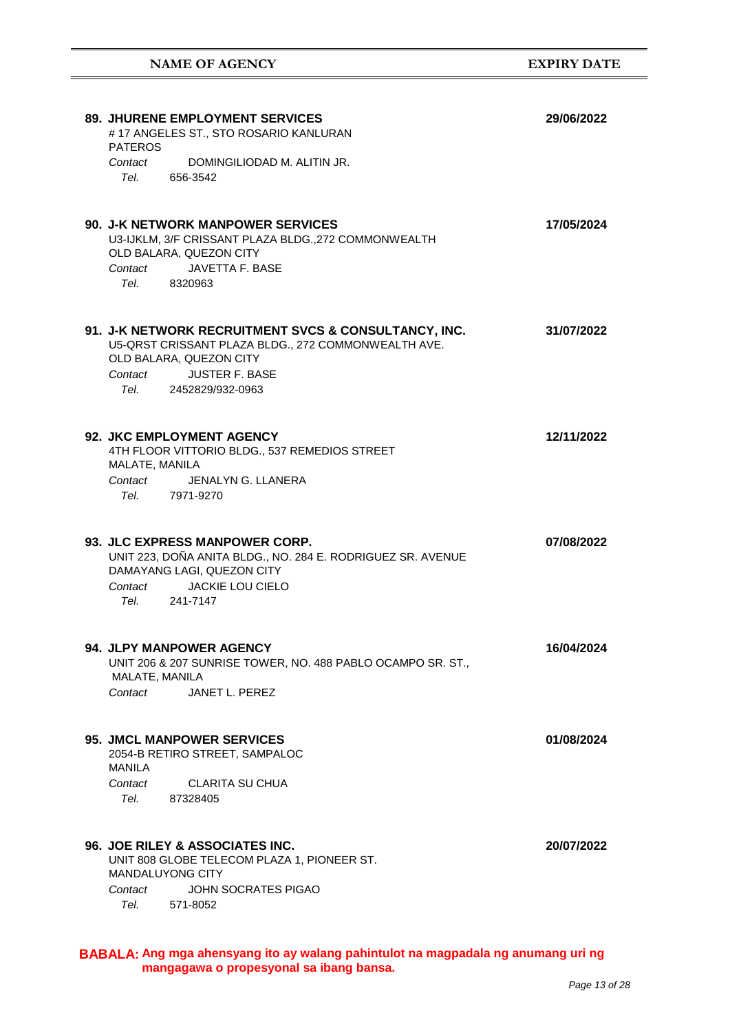| NAME OF AGENCY | EXPIRY DATE |
| --- | --- |
| **89. JHURENE EMPLOYMENT SERVICES**<br># 17 ANGELES ST., STO ROSARIO KANLURAN<br>PATEROS<br>*Contact* DOMINGILIODAD M. ALITIN JR.<br>*Tel.* 656-3542 | **29/06/2022** |
| **90. J-K NETWORK MANPOWER SERVICES**<br>U3-IJKLM, 3/F CRISSANT PLAZA BLDG.,272 COMMONWEALTH<br>OLD BALARA, QUEZON CITY<br>*Contact* JAVETTA F. BASE<br>*Tel.* 8320963 | **17/05/2024** |
| **91. J-K NETWORK RECRUITMENT SVCS & CONSULTANCY, INC.**<br>U5-QRST CRISSANT PLAZA BLDG., 272 COMMONWEALTH AVE.<br>OLD BALARA, QUEZON CITY<br>*Contact* JUSTER F. BASE<br>*Tel.* 2452829/932-0963 | **31/07/2022** |
| **92. JKC EMPLOYMENT AGENCY**<br>4TH FLOOR VITTORIO BLDG., 537 REMEDIOS STREET<br>MALATE, MANILA<br>*Contact* JENALYN G. LLANERA<br>*Tel.* 7971-9270 | **12/11/2022** |
| **93. JLC EXPRESS MANPOWER CORP.**<br>UNIT 223, DOÑA ANITA BLDG., NO. 284 E. RODRIGUEZ SR. AVENUE<br>DAMAYANG LAGI, QUEZON CITY<br>*Contact* JACKIE LOU CIELO<br>*Tel.* 241-7147 | **07/08/2022** |
| **94. JLPY MANPOWER AGENCY**<br>UNIT 206 & 207 SUNRISE TOWER, NO. 488 PABLO OCAMPO SR. ST.,<br>MALATE, MANILA<br>*Contact* JANET L. PEREZ | **16/04/2024** |
| **95. JMCL MANPOWER SERVICES**<br>2054-B RETIRO STREET, SAMPALOC<br>MANILA<br>*Contact* CLARITA SU CHUA<br>*Tel.* 87328405 | **01/08/2024** |
| **96. JOE RILEY & ASSOCIATES INC.**<br>UNIT 808 GLOBE TELECOM PLAZA 1, PIONEER ST.<br>MANDALUYONG CITY<br>*Contact* JOHN SOCRATES PIGAO<br>*Tel.* 571-8052 | **20/07/2022** |

**BABALA: Ang mga ahensyang ito ay walang pahintulot na magpadala ng anumang uri ng mangagawa o propesyonal sa ibang bansa.**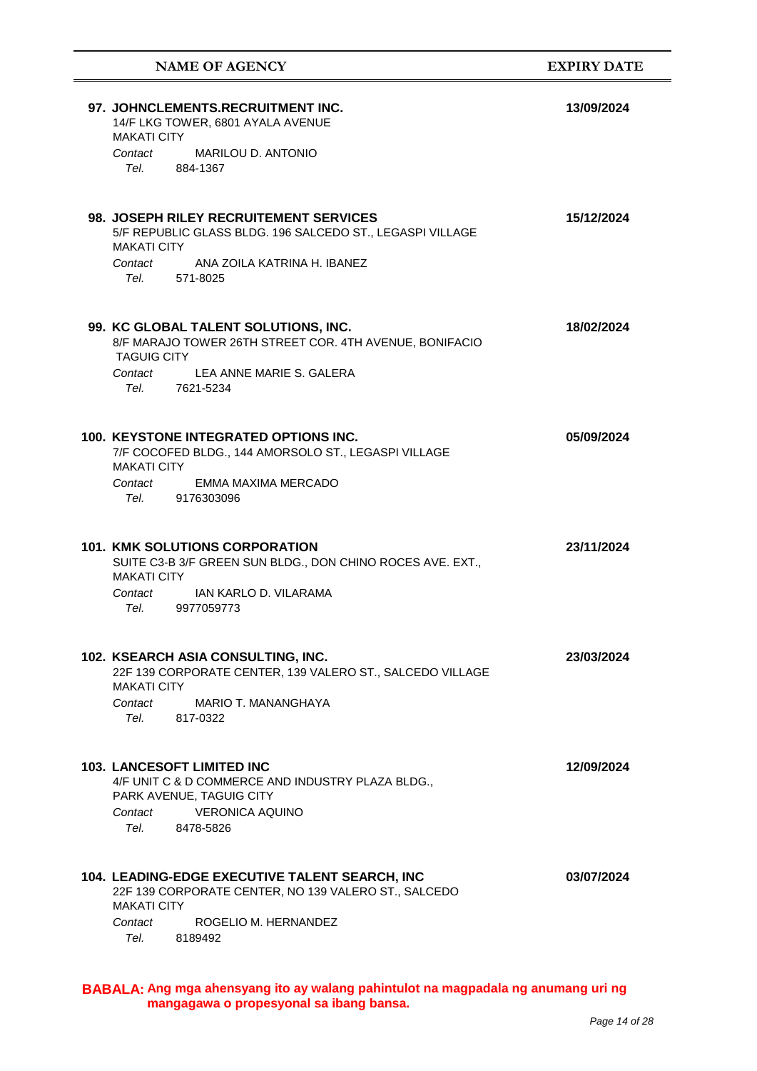| NAME OF AGENCY | EXPIRY DATE |
| --- | --- |
| **97. JOHNCLEMENTS.RECRUITMENT INC.**<br>14/F LKG TOWER, 6801 AYALA AVENUE<br>MAKATI CITY<br>*Contact* MARILOU D. ANTONIO<br>*Tel.* 884-1367 | **13/09/2024** |
| **98. JOSEPH RILEY RECRUITEMENT SERVICES**<br>5/F REPUBLIC GLASS BLDG. 196 SALCEDO ST., LEGASPI VILLAGE<br>MAKATI CITY<br>*Contact* ANA ZOILA KATRINA H. IBANEZ<br>*Tel.* 571-8025 | **15/12/2024** |
| **99. KC GLOBAL TALENT SOLUTIONS, INC.**<br>8/F MARAJO TOWER 26TH STREET COR. 4TH AVENUE, BONIFACIO<br>TAGUIG CITY<br>*Contact* LEA ANNE MARIE S. GALERA<br>*Tel.* 7621-5234 | **18/02/2024** |
| **100. KEYSTONE INTEGRATED OPTIONS INC.**<br>7/F COCOFED BLDG., 144 AMORSOLO ST., LEGASPI VILLAGE<br>MAKATI CITY<br>*Contact* EMMA MAXIMA MERCADO<br>*Tel.* 9176303096 | **05/09/2024** |
| **101. KMK SOLUTIONS CORPORATION**<br>SUITE C3-B 3/F GREEN SUN BLDG., DON CHINO ROCES AVE. EXT.,<br>MAKATI CITY<br>*Contact* IAN KARLO D. VILARAMA<br>*Tel.* 9977059773 | **23/11/2024** |
| **102. KSEARCH ASIA CONSULTING, INC.**<br>22F 139 CORPORATE CENTER, 139 VALERO ST., SALCEDO VILLAGE<br>MAKATI CITY<br>*Contact* MARIO T. MANANGHAYA<br>*Tel.* 817-0322 | **23/03/2024** |
| **103. LANCESOFT LIMITED INC**<br>4/F UNIT C & D COMMERCE AND INDUSTRY PLAZA BLDG.,<br>PARK AVENUE, TAGUIG CITY<br>*Contact* VERONICA AQUINO<br>*Tel.* 8478-5826 | **12/09/2024** |
| **104. LEADING-EDGE EXECUTIVE TALENT SEARCH, INC**<br>22F 139 CORPORATE CENTER, NO 139 VALERO ST., SALCEDO<br>MAKATI CITY<br>*Contact* ROGELIO M. HERNANDEZ<br>*Tel.* 8189492 | **03/07/2024** |

**BABALA: Ang mga ahensyang ito ay walang pahintulot na magpadala ng anumang uri ng mangagawa o propesyonal sa ibang bansa.**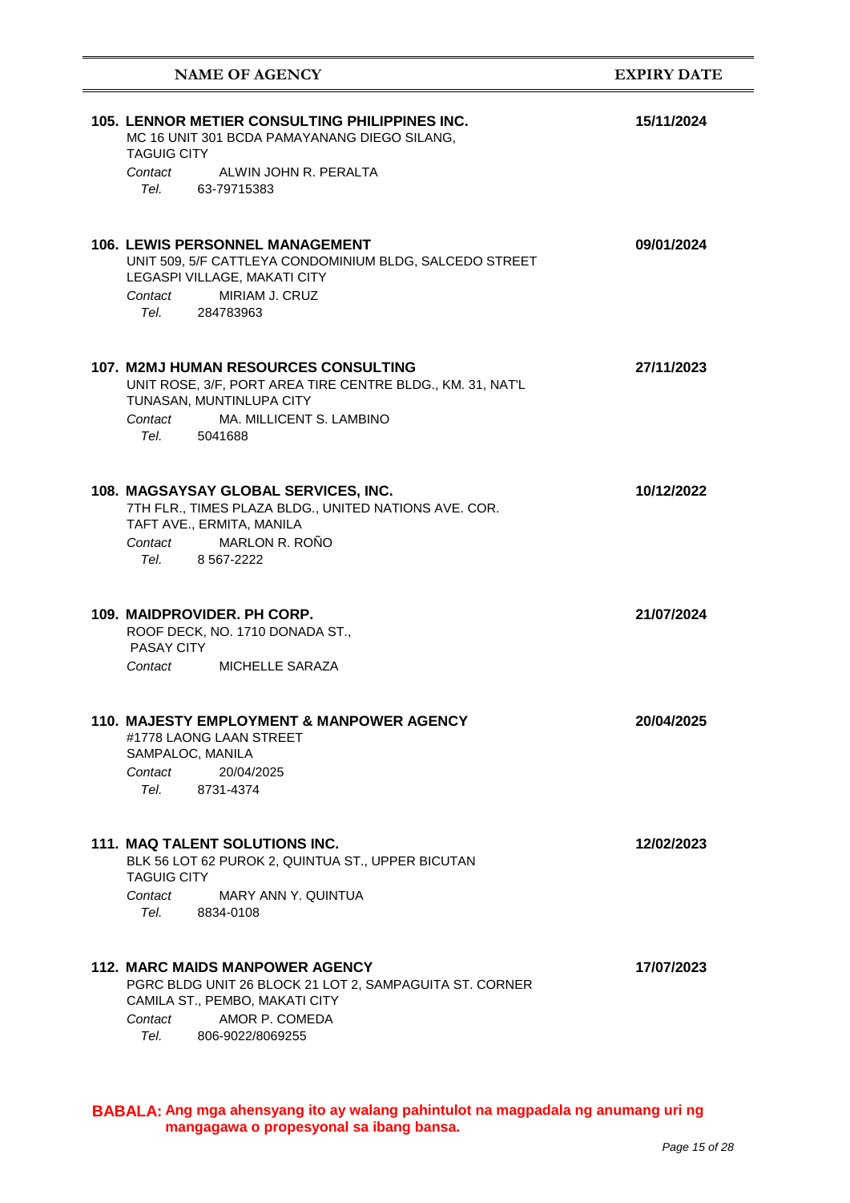| NAME OF AGENCY | EXPIRY DATE |
|---|---|
| **105. LENNOR METIER CONSULTING PHILIPPINES INC.**<br>MC 16 UNIT 301 BCDA PAMAYANANG DIEGO SILANG,<br>TAGUIG CITY<br>*Contact* ALWIN JOHN R. PERALTA<br>*Tel.* 63-79715383 | **15/11/2024** |
| **106. LEWIS PERSONNEL MANAGEMENT**<br>UNIT 509, 5/F CATTLEYA CONDOMINIUM BLDG, SALCEDO STREET<br>LEGASPI VILLAGE, MAKATI CITY<br>*Contact* MIRIAM J. CRUZ<br>*Tel.* 284783963 | **09/01/2024** |
| **107. M2MJ HUMAN RESOURCES CONSULTING**<br>UNIT ROSE, 3/F, PORT AREA TIRE CENTRE BLDG., KM. 31, NAT'L<br>TUNASAN, MUNTINLUPA CITY<br>*Contact* MA. MILLICENT S. LAMBINO<br>*Tel.* 5041688 | **27/11/2023** |
| **108. MAGSAYSAY GLOBAL SERVICES, INC.**<br>7TH FLR., TIMES PLAZA BLDG., UNITED NATIONS AVE. COR.<br>TAFT AVE., ERMITA, MANILA<br>*Contact* MARLON R. ROÑO<br>*Tel.* 8 567-2222 | **10/12/2022** |
| **109. MAIDPROVIDER. PH CORP.**<br>ROOF DECK, NO. 1710 DONADA ST.,<br>PASAY CITY<br>*Contact* MICHELLE SARAZA | **21/07/2024** |
| **110. MAJESTY EMPLOYMENT & MANPOWER AGENCY**<br>#1778 LAONG LAAN STREET<br>SAMPALOC, MANILA<br>*Contact* 20/04/2025<br>*Tel.* 8731-4374 | **20/04/2025** |
| **111. MAQ TALENT SOLUTIONS INC.**<br>BLK 56 LOT 62 PUROK 2, QUINTUA ST., UPPER BICUTAN<br>TAGUIG CITY<br>*Contact* MARY ANN Y. QUINTUA<br>*Tel.* 8834-0108 | **12/02/2023** |
| **112. MARC MAIDS MANPOWER AGENCY**<br>PGRC BLDG UNIT 26 BLOCK 21 LOT 2, SAMPAGUITA ST. CORNER<br>CAMILA ST., PEMBO, MAKATI CITY<br>*Contact* AMOR P. COMEDA<br>*Tel.* 806-9022/8069255 | **17/07/2023** |

**BABALA: Ang mga ahensyang ito ay walang pahintulot na magpadala ng anumang uri ng mangagawa o propesyonal sa ibang bansa.**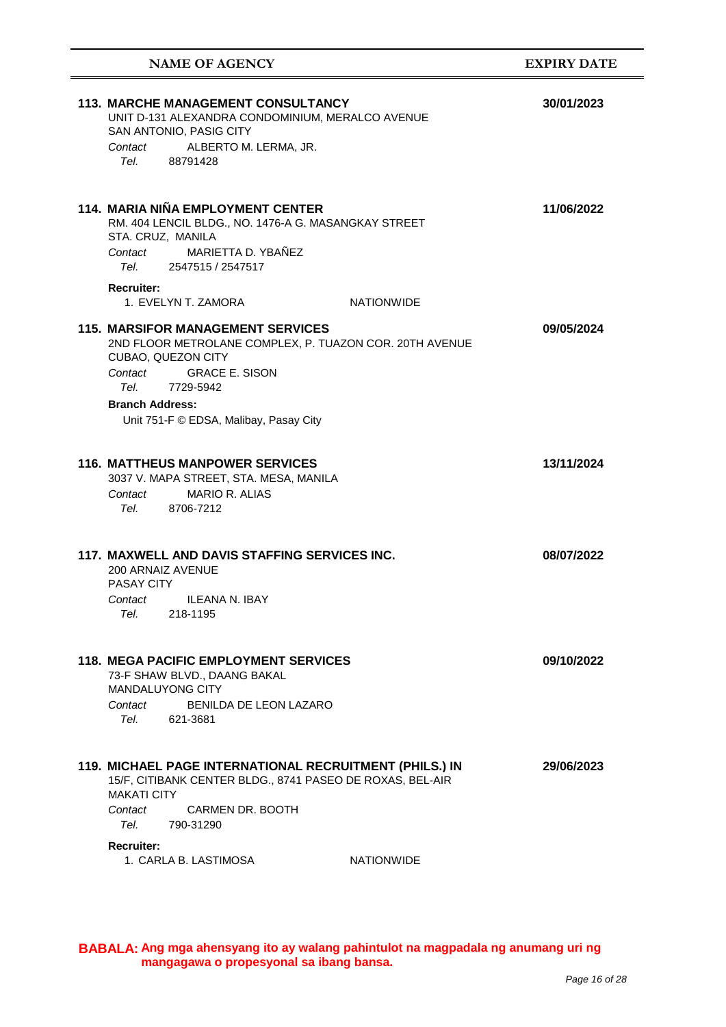| NAME OF AGENCY | EXPIRY DATE |
|---|---|
| **113. MARCHE MANAGEMENT CONSULTANCY**<br>UNIT D-131 ALEXANDRA CONDOMINIUM, MERALCO AVENUE<br>SAN ANTONIO, PASIG CITY<br>*Contact* ALBERTO M. LERMA, JR.<br>*Tel.* 88791428 | **30/01/2023** |
| **114. MARIA NIÑA EMPLOYMENT CENTER**<br>RM. 404 LENCIL BLDG., NO. 1476-A G. MASANGKAY STREET<br>STA. CRUZ, MANILA<br>*Contact* MARIETTA D. YBAÑEZ<br>*Tel.* 2547515 / 2547517<br>**Recruiter:**<br>1. EVELYN T. ZAMORA — NATIONWIDE | **11/06/2022** |
| **115. MARSIFOR MANAGEMENT SERVICES**<br>2ND FLOOR METROLANE COMPLEX, P. TUAZON COR. 20TH AVENUE<br>CUBAO, QUEZON CITY<br>*Contact* GRACE E. SISON<br>*Tel.* 7729-5942<br>**Branch Address:**<br>Unit 751-F © EDSA, Malibay, Pasay City | **09/05/2024** |
| **116. MATTHEUS MANPOWER SERVICES**<br>3037 V. MAPA STREET, STA. MESA, MANILA<br>*Contact* MARIO R. ALIAS<br>*Tel.* 8706-7212 | **13/11/2024** |
| **117. MAXWELL AND DAVIS STAFFING SERVICES INC.**<br>200 ARNAIZ AVENUE<br>PASAY CITY<br>*Contact* ILEANA N. IBAY<br>*Tel.* 218-1195 | **08/07/2022** |
| **118. MEGA PACIFIC EMPLOYMENT SERVICES**<br>73-F SHAW BLVD., DAANG BAKAL<br>MANDALUYONG CITY<br>*Contact* BENILDA DE LEON LAZARO<br>*Tel.* 621-3681 | **09/10/2022** |
| **119. MICHAEL PAGE INTERNATIONAL RECRUITMENT (PHILS.) IN**<br>15/F, CITIBANK CENTER BLDG., 8741 PASEO DE ROXAS, BEL-AIR<br>MAKATI CITY<br>*Contact* CARMEN DR. BOOTH<br>*Tel.* 790-31290<br>**Recruiter:**<br>1. CARLA B. LASTIMOSA — NATIONWIDE | **29/06/2023** |

**BABALA: Ang mga ahensyang ito ay walang pahintulot na magpadala ng anumang uri ng mangagawa o propesyonal sa ibang bansa.**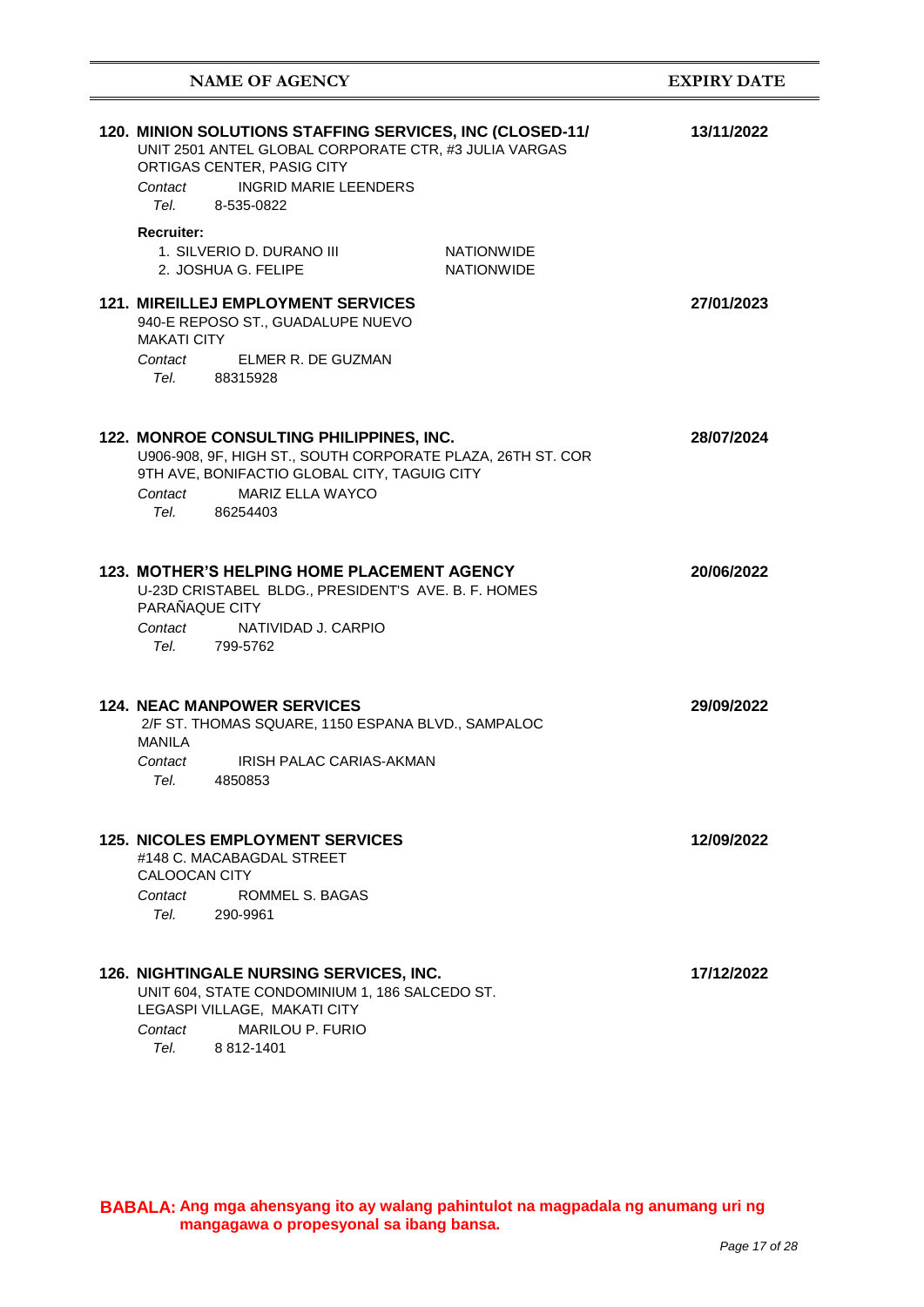| NAME OF AGENCY | EXPIRY DATE |
|---|---|
| **120. MINION SOLUTIONS STAFFING SERVICES, INC (CLOSED-11/**<br>UNIT 2501 ANTEL GLOBAL CORPORATE CTR, #3 JULIA VARGAS<br>ORTIGAS CENTER, PASIG CITY<br>*Contact* INGRID MARIE LEENDERS<br>*Tel.* 8-535-0822<br>**Recruiter:**<br>1. SILVERIO D. DURANO III — NATIONWIDE<br>2. JOSHUA G. FELIPE — NATIONWIDE | **13/11/2022** |
| **121. MIREILLEJ EMPLOYMENT SERVICES**<br>940-E REPOSO ST., GUADALUPE NUEVO<br>MAKATI CITY<br>*Contact* ELMER R. DE GUZMAN<br>*Tel.* 88315928 | **27/01/2023** |
| **122. MONROE CONSULTING PHILIPPINES, INC.**<br>U906-908, 9F, HIGH ST., SOUTH CORPORATE PLAZA, 26TH ST. COR<br>9TH AVE, BONIFACTIO GLOBAL CITY, TAGUIG CITY<br>*Contact* MARIZ ELLA WAYCO<br>*Tel.* 86254403 | **28/07/2024** |
| **123. MOTHER'S HELPING HOME PLACEMENT AGENCY**<br>U-23D CRISTABEL BLDG., PRESIDENT'S AVE. B. F. HOMES<br>PARAÑAQUE CITY<br>*Contact* NATIVIDAD J. CARPIO<br>*Tel.* 799-5762 | **20/06/2022** |
| **124. NEAC MANPOWER SERVICES**<br>2/F ST. THOMAS SQUARE, 1150 ESPANA BLVD., SAMPALOC<br>MANILA<br>*Contact* IRISH PALAC CARIAS-AKMAN<br>*Tel.* 4850853 | **29/09/2022** |
| **125. NICOLES EMPLOYMENT SERVICES**<br>#148 C. MACABAGDAL STREET<br>CALOOCAN CITY<br>*Contact* ROMMEL S. BAGAS<br>*Tel.* 290-9961 | **12/09/2022** |
| **126. NIGHTINGALE NURSING SERVICES, INC.**<br>UNIT 604, STATE CONDOMINIUM 1, 186 SALCEDO ST.<br>LEGASPI VILLAGE, MAKATI CITY<br>*Contact* MARILOU P. FURIO<br>*Tel.* 8 812-1401 | **17/12/2022** |

**BABALA: Ang mga ahensyang ito ay walang pahintulot na magpadala ng anumang uri ng mangagawa o propesyonal sa ibang bansa.**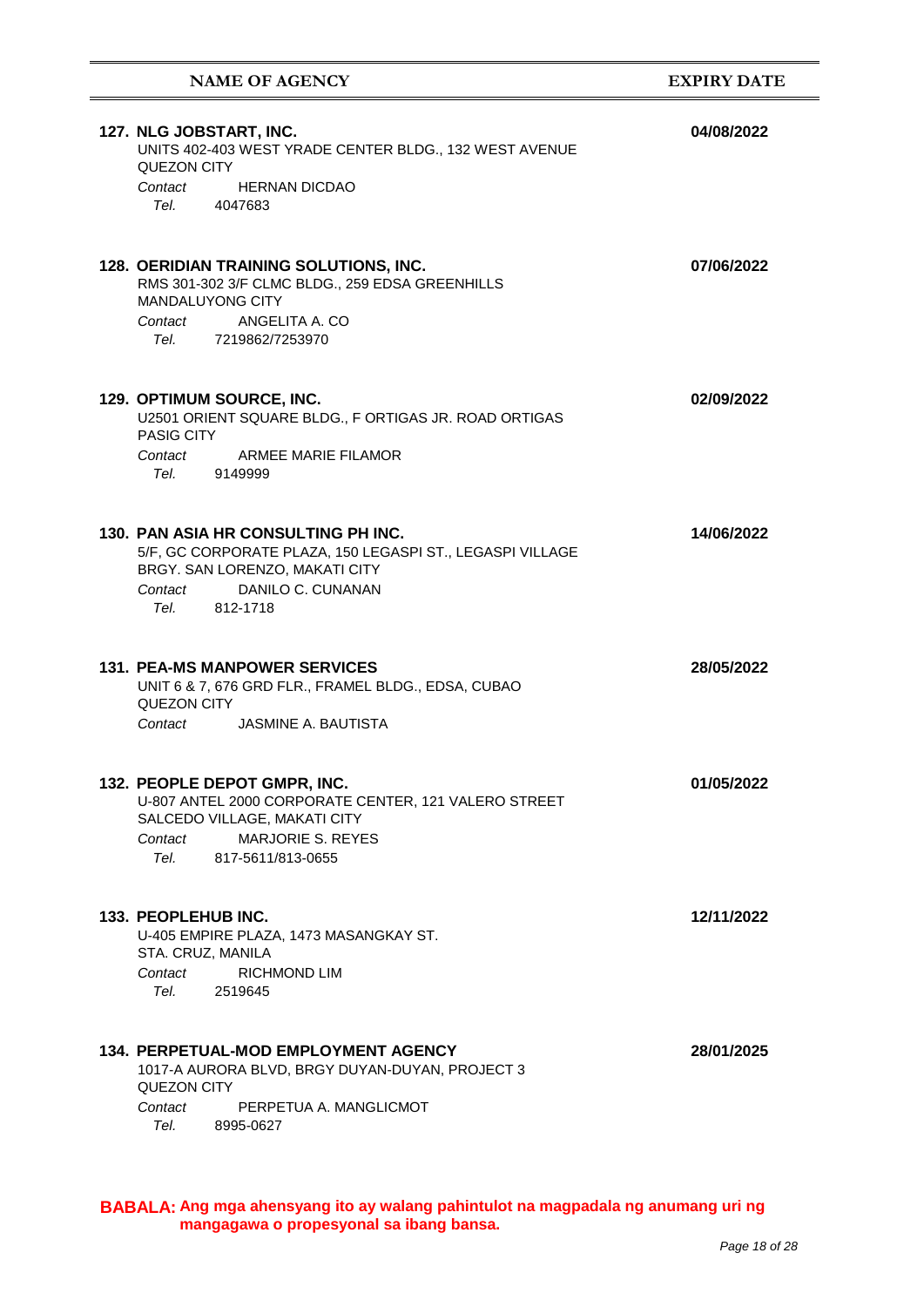| NAME OF AGENCY | EXPIRY DATE |
|---|---|
| **127. NLG JOBSTART, INC.**<br>UNITS 402-403 WEST YRADE CENTER BLDG., 132 WEST AVENUE<br>QUEZON CITY<br>*Contact* HERNAN DICDAO<br>*Tel.* 4047683 | **04/08/2022** |
| **128. OERIDIAN TRAINING SOLUTIONS, INC.**<br>RMS 301-302 3/F CLMC BLDG., 259 EDSA GREENHILLS<br>MANDALUYONG CITY<br>*Contact* ANGELITA A. CO<br>*Tel.* 7219862/7253970 | **07/06/2022** |
| **129. OPTIMUM SOURCE, INC.**<br>U2501 ORIENT SQUARE BLDG., F ORTIGAS JR. ROAD ORTIGAS<br>PASIG CITY<br>*Contact* ARMEE MARIE FILAMOR<br>*Tel.* 9149999 | **02/09/2022** |
| **130. PAN ASIA HR CONSULTING PH INC.**<br>5/F, GC CORPORATE PLAZA, 150 LEGASPI ST., LEGASPI VILLAGE<br>BRGY. SAN LORENZO, MAKATI CITY<br>*Contact* DANILO C. CUNANAN<br>*Tel.* 812-1718 | **14/06/2022** |
| **131. PEA-MS MANPOWER SERVICES**<br>UNIT 6 & 7, 676 GRD FLR., FRAMEL BLDG., EDSA, CUBAO<br>QUEZON CITY<br>*Contact* JASMINE A. BAUTISTA | **28/05/2022** |
| **132. PEOPLE DEPOT GMPR, INC.**<br>U-807 ANTEL 2000 CORPORATE CENTER, 121 VALERO STREET<br>SALCEDO VILLAGE, MAKATI CITY<br>*Contact* MARJORIE S. REYES<br>*Tel.* 817-5611/813-0655 | **01/05/2022** |
| **133. PEOPLEHUB INC.**<br>U-405 EMPIRE PLAZA, 1473 MASANGKAY ST.<br>STA. CRUZ, MANILA<br>*Contact* RICHMOND LIM<br>*Tel.* 2519645 | **12/11/2022** |
| **134. PERPETUAL-MOD EMPLOYMENT AGENCY**<br>1017-A AURORA BLVD, BRGY DUYAN-DUYAN, PROJECT 3<br>QUEZON CITY<br>*Contact* PERPETUA A. MANGLICMOT<br>*Tel.* 8995-0627 | **28/01/2025** |

**BABALA: Ang mga ahensyang ito ay walang pahintulot na magpadala ng anumang uri ng mangagawa o propesyonal sa ibang bansa.**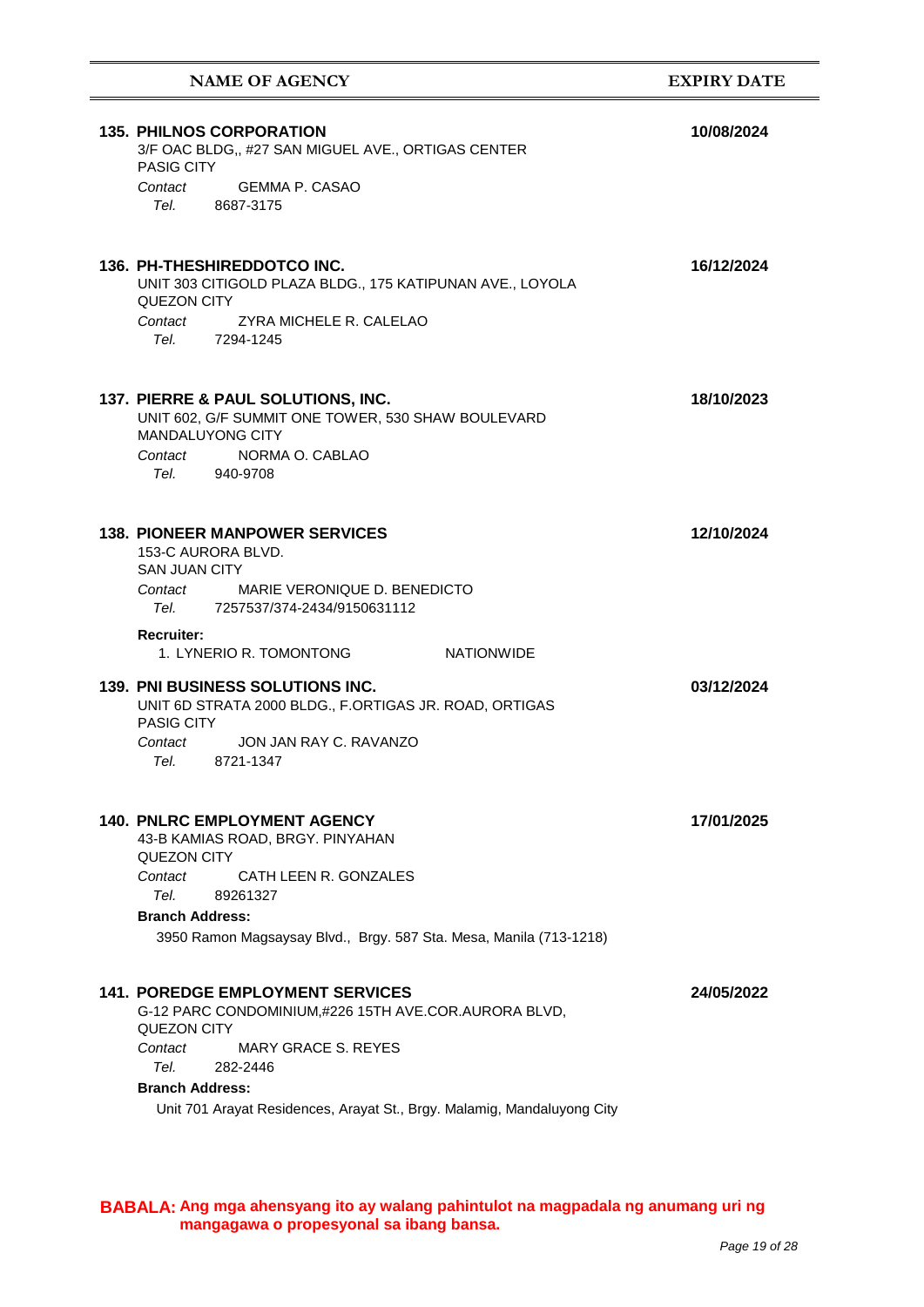| NAME OF AGENCY | EXPIRY DATE |
|---|---|
| **135. PHILNOS CORPORATION**<br>3/F OAC BLDG,, #27 SAN MIGUEL AVE., ORTIGAS CENTER<br>PASIG CITY<br>*Contact* GEMMA P. CASAO<br>*Tel.* 8687-3175 | **10/08/2024** |
| **136. PH-THESHIREDDOTCO INC.**<br>UNIT 303 CITIGOLD PLAZA BLDG., 175 KATIPUNAN AVE., LOYOLA<br>QUEZON CITY<br>*Contact* ZYRA MICHELE R. CALELAO<br>*Tel.* 7294-1245 | **16/12/2024** |
| **137. PIERRE & PAUL SOLUTIONS, INC.**<br>UNIT 602, G/F SUMMIT ONE TOWER, 530 SHAW BOULEVARD<br>MANDALUYONG CITY<br>*Contact* NORMA O. CABLAO<br>*Tel.* 940-9708 | **18/10/2023** |
| **138. PIONEER MANPOWER SERVICES**<br>153-C AURORA BLVD.<br>SAN JUAN CITY<br>*Contact* MARIE VERONIQUE D. BENEDICTO<br>*Tel.* 7257537/374-2434/9150631112<br>**Recruiter:**<br>1. LYNERIO R. TOMONTONG NATIONWIDE | **12/10/2024** |
| **139. PNI BUSINESS SOLUTIONS INC.**<br>UNIT 6D STRATA 2000 BLDG., F.ORTIGAS JR. ROAD, ORTIGAS<br>PASIG CITY<br>*Contact* JON JAN RAY C. RAVANZO<br>*Tel.* 8721-1347 | **03/12/2024** |
| **140. PNLRC EMPLOYMENT AGENCY**<br>43-B KAMIAS ROAD, BRGY. PINYAHAN<br>QUEZON CITY<br>*Contact* CATH LEEN R. GONZALES<br>*Tel.* 89261327<br>**Branch Address:**<br>3950 Ramon Magsaysay Blvd., Brgy. 587 Sta. Mesa, Manila (713-1218) | **17/01/2025** |
| **141. POREDGE EMPLOYMENT SERVICES**<br>G-12 PARC CONDOMINIUM,#226 15TH AVE.COR.AURORA BLVD,<br>QUEZON CITY<br>*Contact* MARY GRACE S. REYES<br>*Tel.* 282-2446<br>**Branch Address:**<br>Unit 701 Arayat Residences, Arayat St., Brgy. Malamig, Mandaluyong City | **24/05/2022** |

**BABALA: Ang mga ahensyang ito ay walang pahintulot na magpadala ng anumang uri ng mangagawa o propesyonal sa ibang bansa.**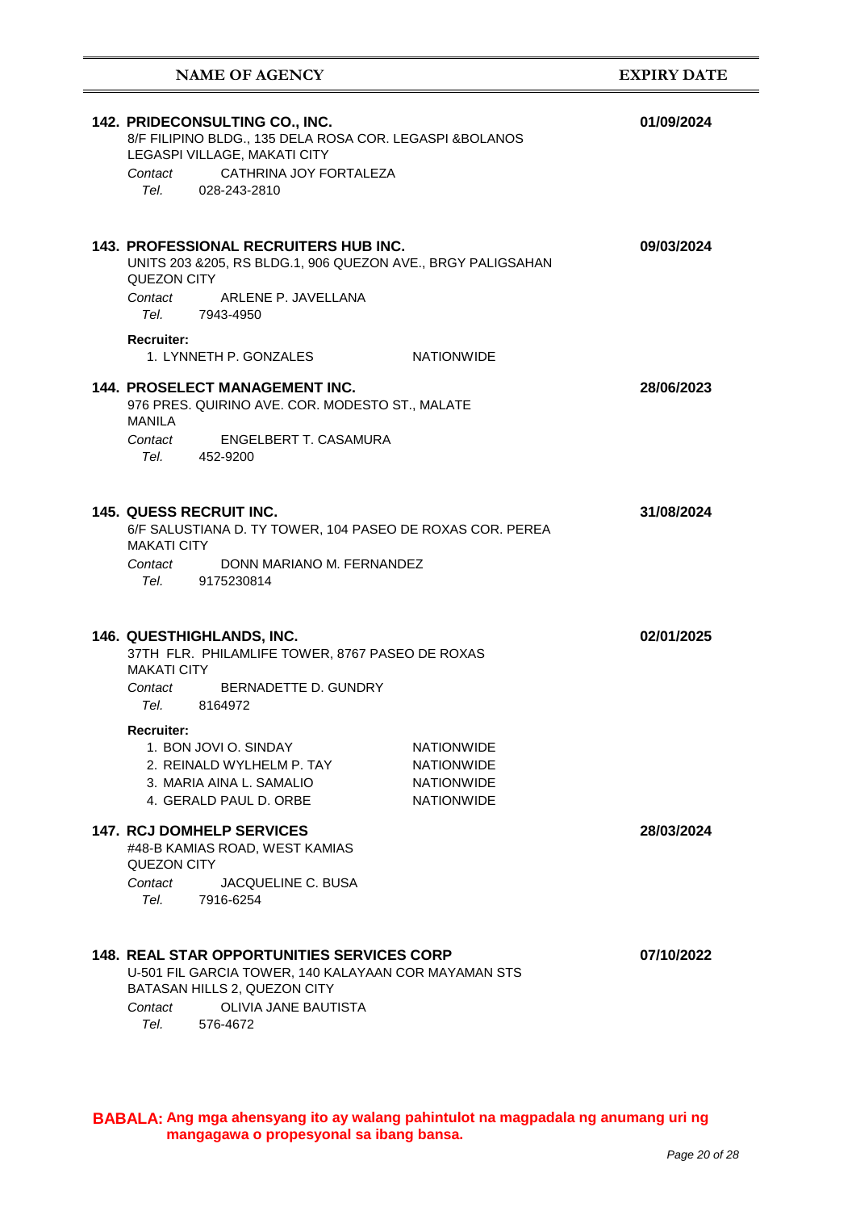| NAME OF AGENCY | | EXPIRY DATE |
|---|---|---|
| **142. PRIDECONSULTING CO., INC.**<br>8/F FILIPINO BLDG., 135 DELA ROSA COR. LEGASPI &BOLANOS<br>LEGASPI VILLAGE, MAKATI CITY<br>*Contact* CATHRINA JOY FORTALEZA<br>*Tel.* 028-243-2810 | | **01/09/2024** |
| **143. PROFESSIONAL RECRUITERS HUB INC.**<br>UNITS 203 &205, RS BLDG.1, 906 QUEZON AVE., BRGY PALIGSAHAN<br>QUEZON CITY<br>*Contact* ARLENE P. JAVELLANA<br>*Tel.* 7943-4950 | | **09/03/2024** |
| **Recruiter:**<br>1. LYNNETH P. GONZALES | NATIONWIDE | |
| **144. PROSELECT MANAGEMENT INC.**<br>976 PRES. QUIRINO AVE. COR. MODESTO ST., MALATE<br>MANILA<br>*Contact* ENGELBERT T. CASAMURA<br>*Tel.* 452-9200 | | **28/06/2023** |
| **145. QUESS RECRUIT INC.**<br>6/F SALUSTIANA D. TY TOWER, 104 PASEO DE ROXAS COR. PEREA<br>MAKATI CITY<br>*Contact* DONN MARIANO M. FERNANDEZ<br>*Tel.* 9175230814 | | **31/08/2024** |
| **146. QUESTHIGHLANDS, INC.**<br>37TH FLR. PHILAMLIFE TOWER, 8767 PASEO DE ROXAS<br>MAKATI CITY<br>*Contact* BERNADETTE D. GUNDRY<br>*Tel.* 8164972 | | **02/01/2025** |
| **Recruiter:**<br>1. BON JOVI O. SINDAY | NATIONWIDE | |
| 2. REINALD WYLHELM P. TAY | NATIONWIDE | |
| 3. MARIA AINA L. SAMALIO | NATIONWIDE | |
| 4. GERALD PAUL D. ORBE | NATIONWIDE | |
| **147. RCJ DOMHELP SERVICES**<br>#48-B KAMIAS ROAD, WEST KAMIAS<br>QUEZON CITY<br>*Contact* JACQUELINE C. BUSA<br>*Tel.* 7916-6254 | | **28/03/2024** |
| **148. REAL STAR OPPORTUNITIES SERVICES CORP**<br>U-501 FIL GARCIA TOWER, 140 KALAYAAN COR MAYAMAN STS<br>BATASAN HILLS 2, QUEZON CITY<br>*Contact* OLIVIA JANE BAUTISTA<br>*Tel.* 576-4672 | | **07/10/2022** |

**BABALA: Ang mga ahensyang ito ay walang pahintulot na magpadala ng anumang uri ng mangagawa o propesyonal sa ibang bansa.**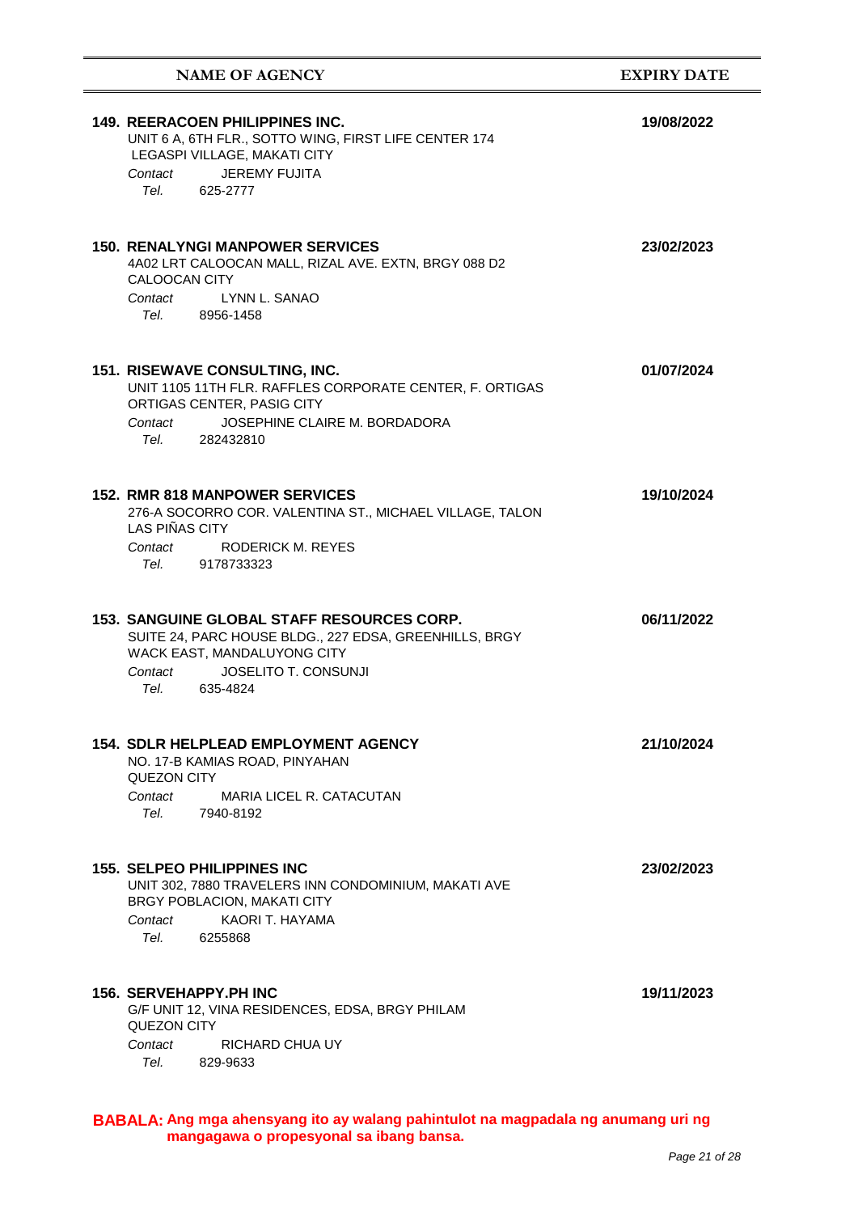| NAME OF AGENCY | EXPIRY DATE |
|---|---|
| **149. REERACOEN PHILIPPINES INC.**<br>UNIT 6 A, 6TH FLR., SOTTO WING, FIRST LIFE CENTER 174 LEGASPI VILLAGE, MAKATI CITY<br>*Contact* JEREMY FUJITA<br>*Tel.* 625-2777 | **19/08/2022** |
| **150. RENALYNGI MANPOWER SERVICES**<br>4A02 LRT CALOOCAN MALL, RIZAL AVE. EXTN, BRGY 088 D2 CALOOCAN CITY<br>*Contact* LYNN L. SANAO<br>*Tel.* 8956-1458 | **23/02/2023** |
| **151. RISEWAVE CONSULTING, INC.**<br>UNIT 1105 11TH FLR. RAFFLES CORPORATE CENTER, F. ORTIGAS ORTIGAS CENTER, PASIG CITY<br>*Contact* JOSEPHINE CLAIRE M. BORDADORA<br>*Tel.* 282432810 | **01/07/2024** |
| **152. RMR 818 MANPOWER SERVICES**<br>276-A SOCORRO COR. VALENTINA ST., MICHAEL VILLAGE, TALON LAS PIÑAS CITY<br>*Contact* RODERICK M. REYES<br>*Tel.* 9178733323 | **19/10/2024** |
| **153. SANGUINE GLOBAL STAFF RESOURCES CORP.**<br>SUITE 24, PARC HOUSE BLDG., 227 EDSA, GREENHILLS, BRGY WACK EAST, MANDALUYONG CITY<br>*Contact* JOSELITO T. CONSUNJI<br>*Tel.* 635-4824 | **06/11/2022** |
| **154. SDLR HELPLEAD EMPLOYMENT AGENCY**<br>NO. 17-B KAMIAS ROAD, PINYAHAN QUEZON CITY<br>*Contact* MARIA LICEL R. CATACUTAN<br>*Tel.* 7940-8192 | **21/10/2024** |
| **155. SELPEO PHILIPPINES INC**<br>UNIT 302, 7880 TRAVELERS INN CONDOMINIUM, MAKATI AVE BRGY POBLACION, MAKATI CITY<br>*Contact* KAORI T. HAYAMA<br>*Tel.* 6255868 | **23/02/2023** |
| **156. SERVEHAPPY.PH INC**<br>G/F UNIT 12, VINA RESIDENCES, EDSA, BRGY PHILAM QUEZON CITY<br>*Contact* RICHARD CHUA UY<br>*Tel.* 829-9633 | **19/11/2023** |

**BABALA: Ang mga ahensyang ito ay walang pahintulot na magpadala ng anumang uri ng mangagawa o propesyonal sa ibang bansa.**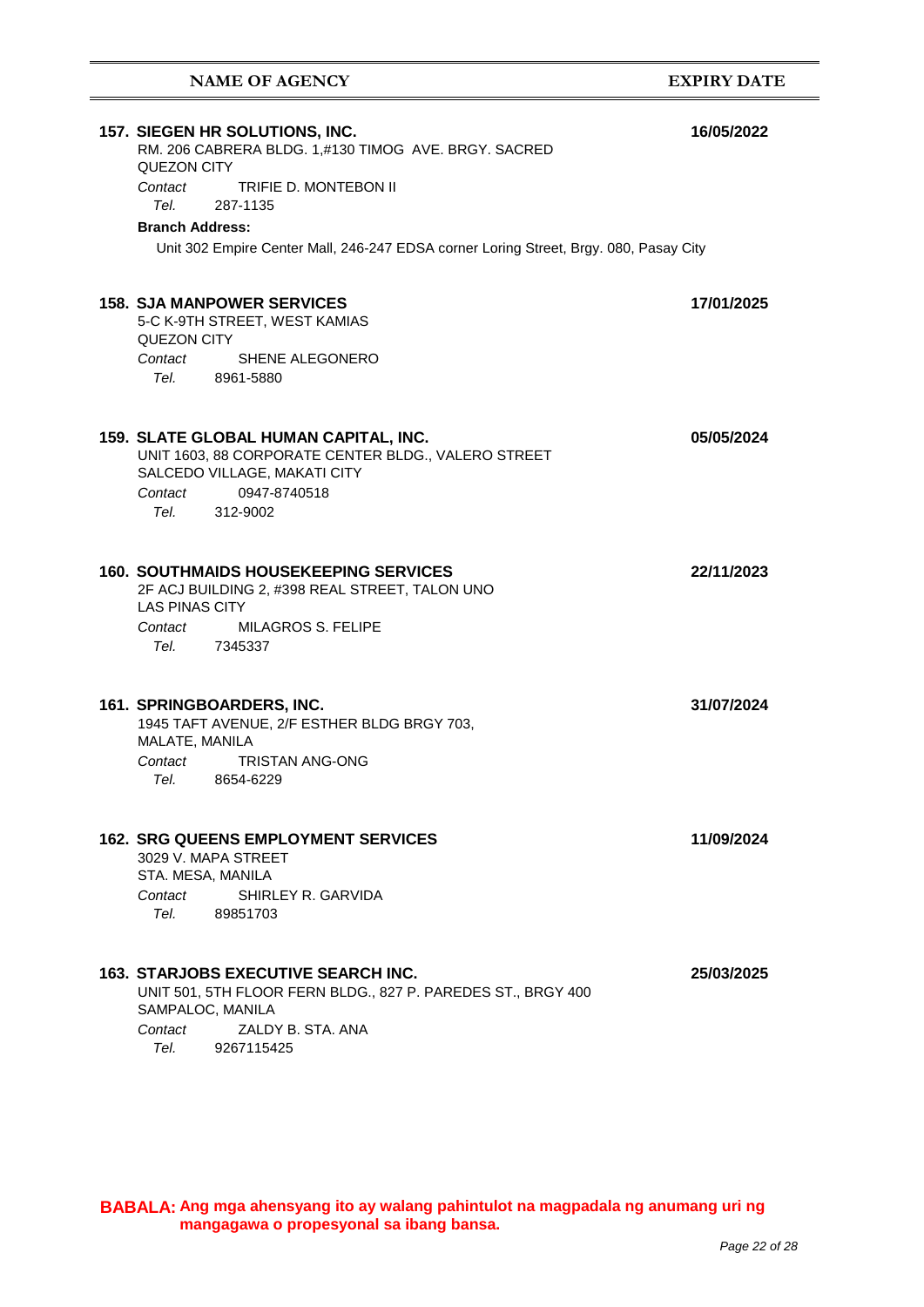| NAME OF AGENCY | EXPIRY DATE |
|---|---|

**157. SIEGEN HR SOLUTIONS, INC.** — **16/05/2022**

RM. 206 CABRERA BLDG. 1,#130 TIMOG AVE. BRGY. SACRED
QUEZON CITY
*Contact* TRIFIE D. MONTEBON II
*Tel.* 287-1135

**Branch Address:**

Unit 302 Empire Center Mall, 246-247 EDSA corner Loring Street, Brgy. 080, Pasay City

**158. SJA MANPOWER SERVICES** — **17/01/2025**

5-C K-9TH STREET, WEST KAMIAS
QUEZON CITY
*Contact* SHENE ALEGONERO
*Tel.* 8961-5880

**159. SLATE GLOBAL HUMAN CAPITAL, INC.** — **05/05/2024**

UNIT 1603, 88 CORPORATE CENTER BLDG., VALERO STREET
SALCEDO VILLAGE, MAKATI CITY
*Contact* 0947-8740518
*Tel.* 312-9002

**160. SOUTHMAIDS HOUSEKEEPING SERVICES** — **22/11/2023**

2F ACJ BUILDING 2, #398 REAL STREET, TALON UNO
LAS PINAS CITY
*Contact* MILAGROS S. FELIPE
*Tel.* 7345337

**161. SPRINGBOARDERS, INC.** — **31/07/2024**

1945 TAFT AVENUE, 2/F ESTHER BLDG BRGY 703,
MALATE, MANILA
*Contact* TRISTAN ANG-ONG
*Tel.* 8654-6229

**162. SRG QUEENS EMPLOYMENT SERVICES** — **11/09/2024**

3029 V. MAPA STREET
STA. MESA, MANILA
*Contact* SHIRLEY R. GARVIDA
*Tel.* 89851703

**163. STARJOBS EXECUTIVE SEARCH INC.** — **25/03/2025**

UNIT 501, 5TH FLOOR FERN BLDG., 827 P. PAREDES ST., BRGY 400
SAMPALOC, MANILA
*Contact* ZALDY B. STA. ANA
*Tel.* 9267115425

**BABALA: Ang mga ahensyang ito ay walang pahintulot na magpadala ng anumang uri ng mangagawa o propesyonal sa ibang bansa.**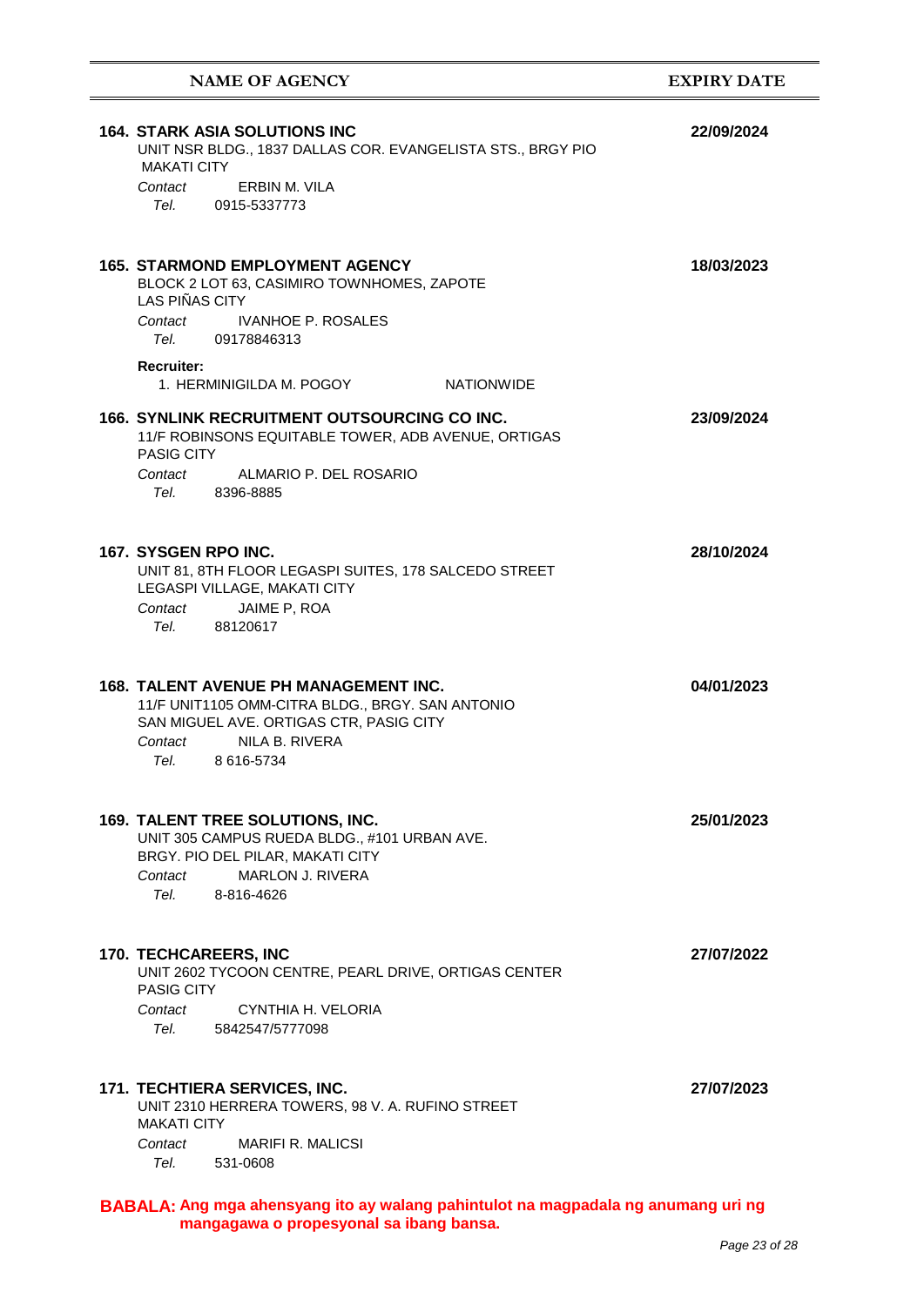| NAME OF AGENCY | EXPIRY DATE |
|---|---|
| **164. STARK ASIA SOLUTIONS INC**<br>UNIT NSR BLDG., 1837 DALLAS COR. EVANGELISTA STS., BRGY PIO<br>MAKATI CITY<br>*Contact* ERBIN M. VILA<br>*Tel.* 0915-5337773 | **22/09/2024** |
| **165. STARMOND EMPLOYMENT AGENCY**<br>BLOCK 2 LOT 63, CASIMIRO TOWNHOMES, ZAPOTE<br>LAS PIÑAS CITY<br>*Contact* IVANHOE P. ROSALES<br>*Tel.* 09178846313<br>**Recruiter:**<br>1. HERMINIGILDA M. POGOY NATIONWIDE | **18/03/2023** |
| **166. SYNLINK RECRUITMENT OUTSOURCING CO INC.**<br>11/F ROBINSONS EQUITABLE TOWER, ADB AVENUE, ORTIGAS<br>PASIG CITY<br>*Contact* ALMARIO P. DEL ROSARIO<br>*Tel.* 8396-8885 | **23/09/2024** |
| **167. SYSGEN RPO INC.**<br>UNIT 81, 8TH FLOOR LEGASPI SUITES, 178 SALCEDO STREET<br>LEGASPI VILLAGE, MAKATI CITY<br>*Contact* JAIME P, ROA<br>*Tel.* 88120617 | **28/10/2024** |
| **168. TALENT AVENUE PH MANAGEMENT INC.**<br>11/F UNIT1105 OMM-CITRA BLDG., BRGY. SAN ANTONIO<br>SAN MIGUEL AVE. ORTIGAS CTR, PASIG CITY<br>*Contact* NILA B. RIVERA<br>*Tel.* 8 616-5734 | **04/01/2023** |
| **169. TALENT TREE SOLUTIONS, INC.**<br>UNIT 305 CAMPUS RUEDA BLDG., #101 URBAN AVE.<br>BRGY. PIO DEL PILAR, MAKATI CITY<br>*Contact* MARLON J. RIVERA<br>*Tel.* 8-816-4626 | **25/01/2023** |
| **170. TECHCAREERS, INC**<br>UNIT 2602 TYCOON CENTRE, PEARL DRIVE, ORTIGAS CENTER<br>PASIG CITY<br>*Contact* CYNTHIA H. VELORIA<br>*Tel.* 5842547/5777098 | **27/07/2022** |
| **171. TECHTIERA SERVICES, INC.**<br>UNIT 2310 HERRERA TOWERS, 98 V. A. RUFINO STREET<br>MAKATI CITY<br>*Contact* MARIFI R. MALICSI<br>*Tel.* 531-0608 | **27/07/2023** |

**BABALA: Ang mga ahensyang ito ay walang pahintulot na magpadala ng anumang uri ng mangagawa o propesyonal sa ibang bansa.**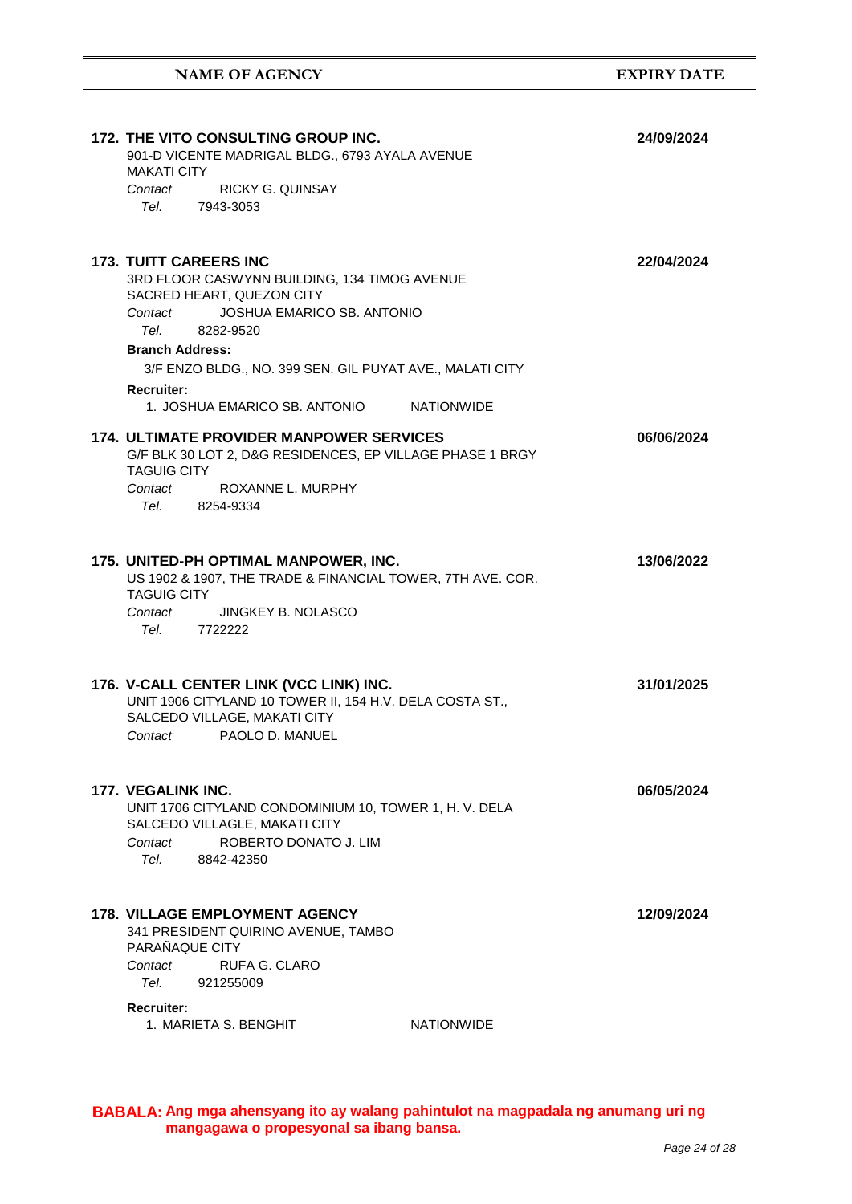| NAME OF AGENCY | EXPIRY DATE |
|---|---|
| **172. THE VITO CONSULTING GROUP INC.**<br>901-D VICENTE MADRIGAL BLDG., 6793 AYALA AVENUE<br>MAKATI CITY<br>*Contact* RICKY G. QUINSAY<br>*Tel.* 7943-3053 | **24/09/2024** |
| **173. TUITT CAREERS INC**<br>3RD FLOOR CASWYNN BUILDING, 134 TIMOG AVENUE<br>SACRED HEART, QUEZON CITY<br>*Contact* JOSHUA EMARICO SB. ANTONIO<br>*Tel.* 8282-9520<br>**Branch Address:**<br>3/F ENZO BLDG., NO. 399 SEN. GIL PUYAT AVE., MALATI CITY<br>**Recruiter:**<br>1. JOSHUA EMARICO SB. ANTONIO NATIONWIDE | **22/04/2024** |
| **174. ULTIMATE PROVIDER MANPOWER SERVICES**<br>G/F BLK 30 LOT 2, D&G RESIDENCES, EP VILLAGE PHASE 1 BRGY<br>TAGUIG CITY<br>*Contact* ROXANNE L. MURPHY<br>*Tel.* 8254-9334 | **06/06/2024** |
| **175. UNITED-PH OPTIMAL MANPOWER, INC.**<br>US 1902 & 1907, THE TRADE & FINANCIAL TOWER, 7TH AVE. COR.<br>TAGUIG CITY<br>*Contact* JINGKEY B. NOLASCO<br>*Tel.* 7722222 | **13/06/2022** |
| **176. V-CALL CENTER LINK (VCC LINK) INC.**<br>UNIT 1906 CITYLAND 10 TOWER II, 154 H.V. DELA COSTA ST.,<br>SALCEDO VILLAGE, MAKATI CITY<br>*Contact* PAOLO D. MANUEL | **31/01/2025** |
| **177. VEGALINK INC.**<br>UNIT 1706 CITYLAND CONDOMINIUM 10, TOWER 1, H. V. DELA<br>SALCEDO VILLAGLE, MAKATI CITY<br>*Contact* ROBERTO DONATO J. LIM<br>*Tel.* 8842-42350 | **06/05/2024** |
| **178. VILLAGE EMPLOYMENT AGENCY**<br>341 PRESIDENT QUIRINO AVENUE, TAMBO<br>PARAÑAQUE CITY<br>*Contact* RUFA G. CLARO<br>*Tel.* 921255009<br>**Recruiter:**<br>1. MARIETA S. BENGHIT NATIONWIDE | **12/09/2024** |

**BABALA: Ang mga ahensyang ito ay walang pahintulot na magpadala ng anumang uri ng mangagawa o propesyonal sa ibang bansa.**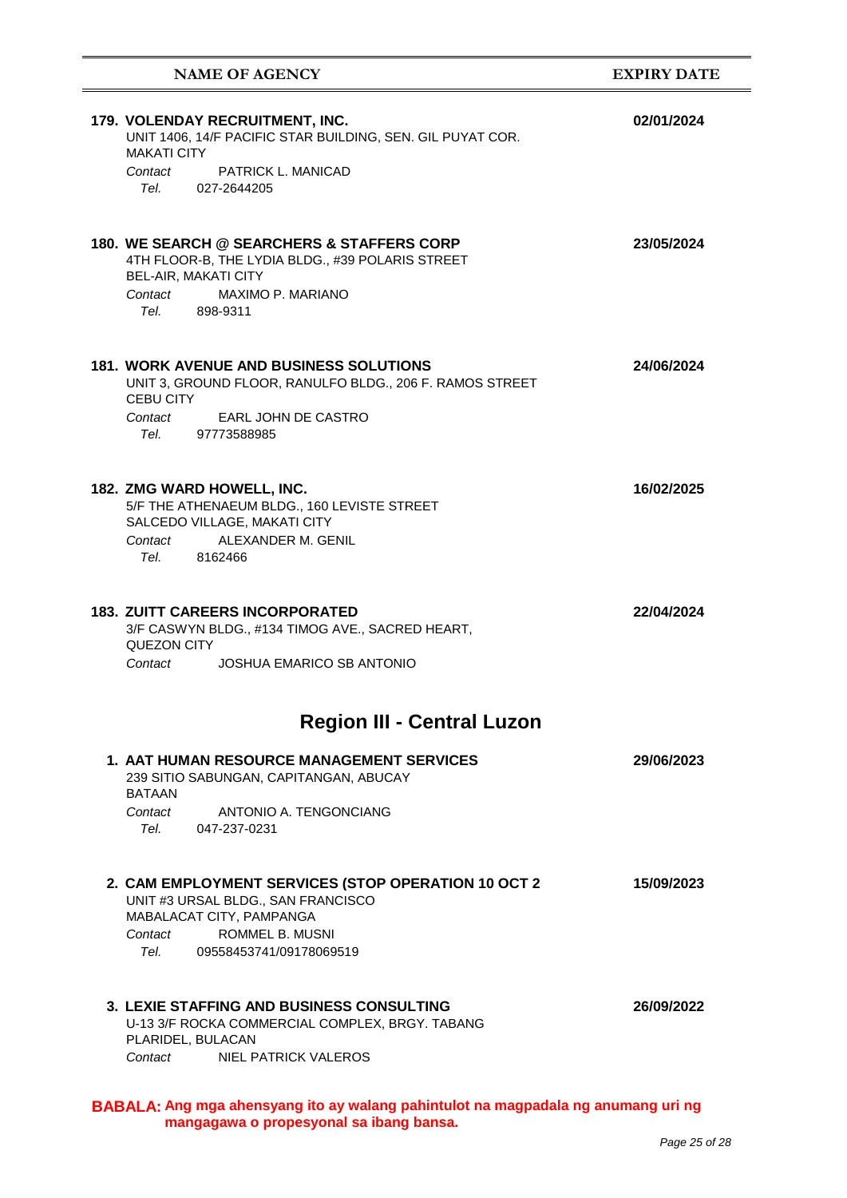| NAME OF AGENCY | EXPIRY DATE |
|---|---|
| **179. VOLENDAY RECRUITMENT, INC.**<br>UNIT 1406, 14/F PACIFIC STAR BUILDING, SEN. GIL PUYAT COR.<br>MAKATI CITY<br>*Contact* PATRICK L. MANICAD<br>*Tel.* 027-2644205 | **02/01/2024** |
| **180. WE SEARCH @ SEARCHERS & STAFFERS CORP**<br>4TH FLOOR-B, THE LYDIA BLDG., #39 POLARIS STREET<br>BEL-AIR, MAKATI CITY<br>*Contact* MAXIMO P. MARIANO<br>*Tel.* 898-9311 | **23/05/2024** |
| **181. WORK AVENUE AND BUSINESS SOLUTIONS**<br>UNIT 3, GROUND FLOOR, RANULFO BLDG., 206 F. RAMOS STREET<br>CEBU CITY<br>*Contact* EARL JOHN DE CASTRO<br>*Tel.* 97773588985 | **24/06/2024** |
| **182. ZMG WARD HOWELL, INC.**<br>5/F THE ATHENAEUM BLDG., 160 LEVISTE STREET<br>SALCEDO VILLAGE, MAKATI CITY<br>*Contact* ALEXANDER M. GENIL<br>*Tel.* 8162466 | **16/02/2025** |
| **183. ZUITT CAREERS INCORPORATED**<br>3/F CASWYN BLDG., #134 TIMOG AVE., SACRED HEART,<br>QUEZON CITY<br>*Contact* JOSHUA EMARICO SB ANTONIO | **22/04/2024** |

## Region III - Central Luzon

| NAME OF AGENCY | EXPIRY DATE |
|---|---|
| **1. AAT HUMAN RESOURCE MANAGEMENT SERVICES**<br>239 SITIO SABUNGAN, CAPITANGAN, ABUCAY<br>BATAAN<br>*Contact* ANTONIO A. TENGONCIANG<br>*Tel.* 047-237-0231 | **29/06/2023** |
| **2. CAM EMPLOYMENT SERVICES (STOP OPERATION 10 OCT 2**<br>UNIT #3 URSAL BLDG., SAN FRANCISCO<br>MABALACAT CITY, PAMPANGA<br>*Contact* ROMMEL B. MUSNI<br>*Tel.* 09558453741/09178069519 | **15/09/2023** |
| **3. LEXIE STAFFING AND BUSINESS CONSULTING**<br>U-13 3/F ROCKA COMMERCIAL COMPLEX, BRGY. TABANG<br>PLARIDEL, BULACAN<br>*Contact* NIEL PATRICK VALEROS | **26/09/2022** |

**BABALA: Ang mga ahensyang ito ay walang pahintulot na magpadala ng anumang uri ng mangagawa o propesyonal sa ibang bansa.**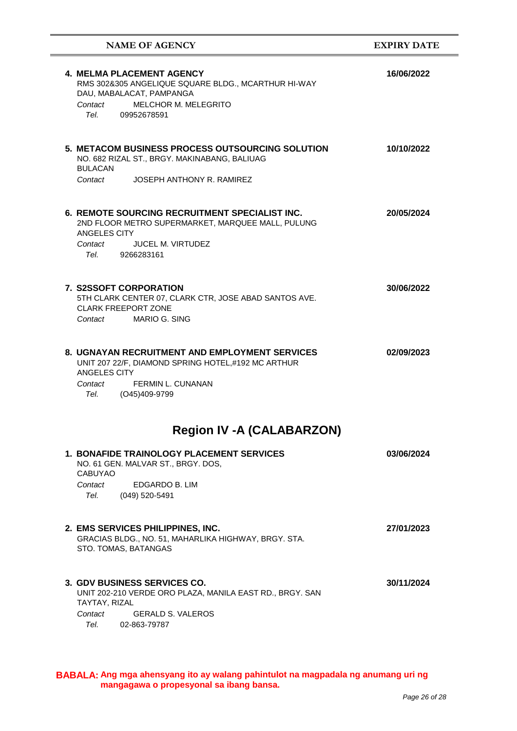| NAME OF AGENCY | EXPIRY DATE |
|---|---|
| **4. MELMA PLACEMENT AGENCY**<br>RMS 302&305 ANGELIQUE SQUARE BLDG., MCARTHUR HI-WAY<br>DAU, MABALACAT, PAMPANGA<br>*Contact* MELCHOR M. MELEGRITO<br>*Tel.* 09952678591 | **16/06/2022** |
| **5. METACOM BUSINESS PROCESS OUTSOURCING SOLUTION**<br>NO. 682 RIZAL ST., BRGY. MAKINABANG, BALIUAG<br>BULACAN<br>*Contact* JOSEPH ANTHONY R. RAMIREZ | **10/10/2022** |
| **6. REMOTE SOURCING RECRUITMENT SPECIALIST INC.**<br>2ND FLOOR METRO SUPERMARKET, MARQUEE MALL, PULUNG<br>ANGELES CITY<br>*Contact* JUCEL M. VIRTUDEZ<br>*Tel.* 9266283161 | **20/05/2024** |
| **7. S2SSOFT CORPORATION**<br>5TH CLARK CENTER 07, CLARK CTR, JOSE ABAD SANTOS AVE.<br>CLARK FREEPORT ZONE<br>*Contact* MARIO G. SING | **30/06/2022** |
| **8. UGNAYAN RECRUITMENT AND EMPLOYMENT SERVICES**<br>UNIT 207 22/F, DIAMOND SPRING HOTEL,#192 MC ARTHUR<br>ANGELES CITY<br>*Contact* FERMIN L. CUNANAN<br>*Tel.* (O45)409-9799 | **02/09/2023** |

## Region IV -A (CALABARZON)

| NAME OF AGENCY | EXPIRY DATE |
|---|---|
| **1. BONAFIDE TRAINOLOGY PLACEMENT SERVICES**<br>NO. 61 GEN. MALVAR ST., BRGY. DOS,<br>CABUYAO<br>*Contact* EDGARDO B. LIM<br>*Tel.* (049) 520-5491 | **03/06/2024** |
| **2. EMS SERVICES PHILIPPINES, INC.**<br>GRACIAS BLDG., NO. 51, MAHARLIKA HIGHWAY, BRGY. STA.<br>STO. TOMAS, BATANGAS | **27/01/2023** |
| **3. GDV BUSINESS SERVICES CO.**<br>UNIT 202-210 VERDE ORO PLAZA, MANILA EAST RD., BRGY. SAN<br>TAYTAY, RIZAL<br>*Contact* GERALD S. VALEROS<br>*Tel.* 02-863-79787 | **30/11/2024** |

**BABALA: Ang mga ahensyang ito ay walang pahintulot na magpadala ng anumang uri ng mangagawa o propesyonal sa ibang bansa.**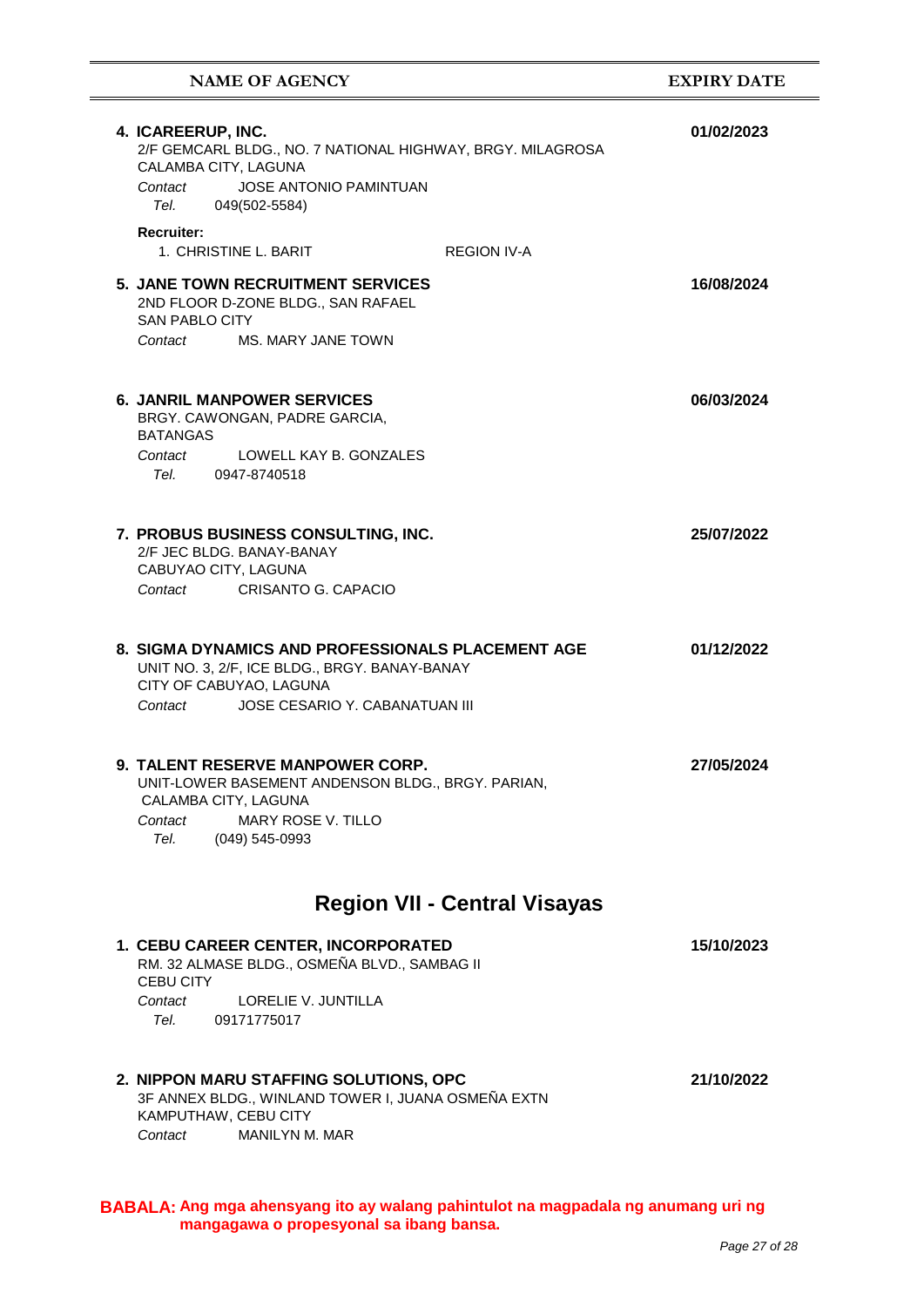| NAME OF AGENCY | EXPIRY DATE |
| --- | --- |
| **4. ICAREERUP, INC.**<br>2/F GEMCARL BLDG., NO. 7 NATIONAL HIGHWAY, BRGY. MILAGROSA<br>CALAMBA CITY, LAGUNA<br>*Contact* JOSE ANTONIO PAMINTUAN<br>*Tel.* 049(502-5584)<br>**Recruiter:**<br>1. CHRISTINE L. BARIT — REGION IV-A | **01/02/2023** |
| **5. JANE TOWN RECRUITMENT SERVICES**<br>2ND FLOOR D-ZONE BLDG., SAN RAFAEL<br>SAN PABLO CITY<br>*Contact* MS. MARY JANE TOWN | **16/08/2024** |
| **6. JANRIL MANPOWER SERVICES**<br>BRGY. CAWONGAN, PADRE GARCIA,<br>BATANGAS<br>*Contact* LOWELL KAY B. GONZALES<br>*Tel.* 0947-8740518 | **06/03/2024** |
| **7. PROBUS BUSINESS CONSULTING, INC.**<br>2/F JEC BLDG. BANAY-BANAY<br>CABUYAO CITY, LAGUNA<br>*Contact* CRISANTO G. CAPACIO | **25/07/2022** |
| **8. SIGMA DYNAMICS AND PROFESSIONALS PLACEMENT AGE**<br>UNIT NO. 3, 2/F, ICE BLDG., BRGY. BANAY-BANAY<br>CITY OF CABUYAO, LAGUNA<br>*Contact* JOSE CESARIO Y. CABANATUAN III | **01/12/2022** |
| **9. TALENT RESERVE MANPOWER CORP.**<br>UNIT-LOWER BASEMENT ANDENSON BLDG., BRGY. PARIAN,<br>CALAMBA CITY, LAGUNA<br>*Contact* MARY ROSE V. TILLO<br>*Tel.* (049) 545-0993 | **27/05/2024** |

## Region VII - Central Visayas

| NAME OF AGENCY | EXPIRY DATE |
| --- | --- |
| **1. CEBU CAREER CENTER, INCORPORATED**<br>RM. 32 ALMASE BLDG., OSMEÑA BLVD., SAMBAG II<br>CEBU CITY<br>*Contact* LORELIE V. JUNTILLA<br>*Tel.* 09171775017 | **15/10/2023** |
| **2. NIPPON MARU STAFFING SOLUTIONS, OPC**<br>3F ANNEX BLDG., WINLAND TOWER I, JUANA OSMEÑA EXTN<br>KAMPUTHAW, CEBU CITY<br>*Contact* MANILYN M. MAR | **21/10/2022** |

**BABALA: Ang mga ahensyang ito ay walang pahintulot na magpadala ng anumang uri ng mangagawa o propesyonal sa ibang bansa.**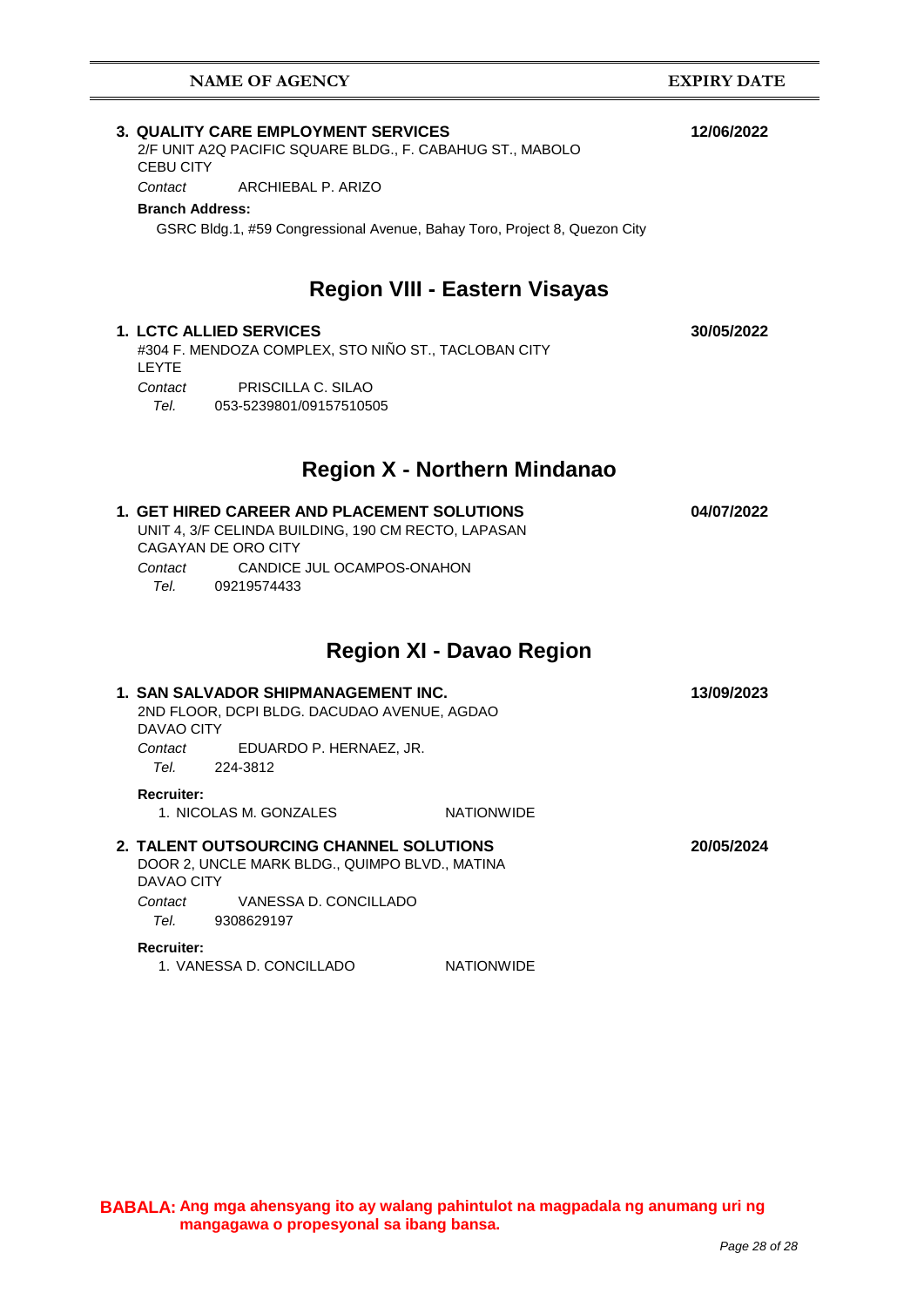| NAME OF AGENCY | EXPIRY DATE |
|---|---|

**3. QUALITY CARE EMPLOYMENT SERVICES** — **12/06/2022**

2/F UNIT A2Q PACIFIC SQUARE BLDG., F. CABAHUG ST., MABOLO
CEBU CITY

*Contact* ARCHIEBAL P. ARIZO

**Branch Address:**

GSRC Bldg.1, #59 Congressional Avenue, Bahay Toro, Project 8, Quezon City

## Region VIII - Eastern Visayas

**1. LCTC ALLIED SERVICES** — **30/05/2022**

#304 F. MENDOZA COMPLEX, STO NIÑO ST., TACLOBAN CITY
LEYTE

*Contact* PRISCILLA C. SILAO

*Tel.* 053-5239801/09157510505

## Region X - Northern Mindanao

**1. GET HIRED CAREER AND PLACEMENT SOLUTIONS** — **04/07/2022**

UNIT 4, 3/F CELINDA BUILDING, 190 CM RECTO, LAPASAN
CAGAYAN DE ORO CITY

*Contact* CANDICE JUL OCAMPOS-ONAHON

*Tel.* 09219574433

## Region XI - Davao Region

**1. SAN SALVADOR SHIPMANAGEMENT INC.** — **13/09/2023**

2ND FLOOR, DCPI BLDG. DACUDAO AVENUE, AGDAO
DAVAO CITY

*Contact* EDUARDO P. HERNAEZ, JR.

*Tel.* 224-3812

**Recruiter:**

1. NICOLAS M. GONZALES — NATIONWIDE

**2. TALENT OUTSOURCING CHANNEL SOLUTIONS** — **20/05/2024**

DOOR 2, UNCLE MARK BLDG., QUIMPO BLVD., MATINA
DAVAO CITY

*Contact* VANESSA D. CONCILLADO

*Tel.* 9308629197

**Recruiter:**

1. VANESSA D. CONCILLADO — NATIONWIDE

**BABALA: Ang mga ahensyang ito ay walang pahintulot na magpadala ng anumang uri ng mangagawa o propesyonal sa ibang bansa.**